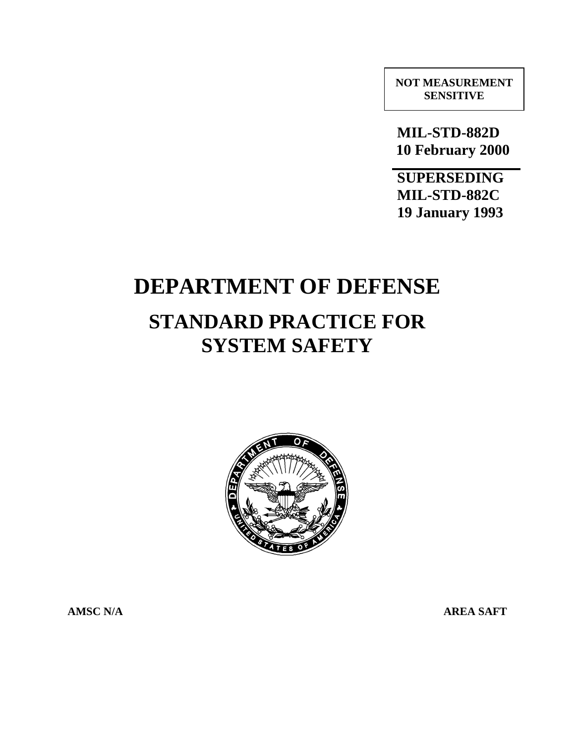**NOT MEASUREMENT SENSITIVE**

**MIL-STD-882D**
**10 February 2000**

**SUPERSEDING**
**MIL-STD-882C**
**19 January 1993**

# DEPARTMENT OF DEFENSE

## STANDARD PRACTICE FOR SYSTEM SAFETY

**AMSC N/A** **AREA SAFT**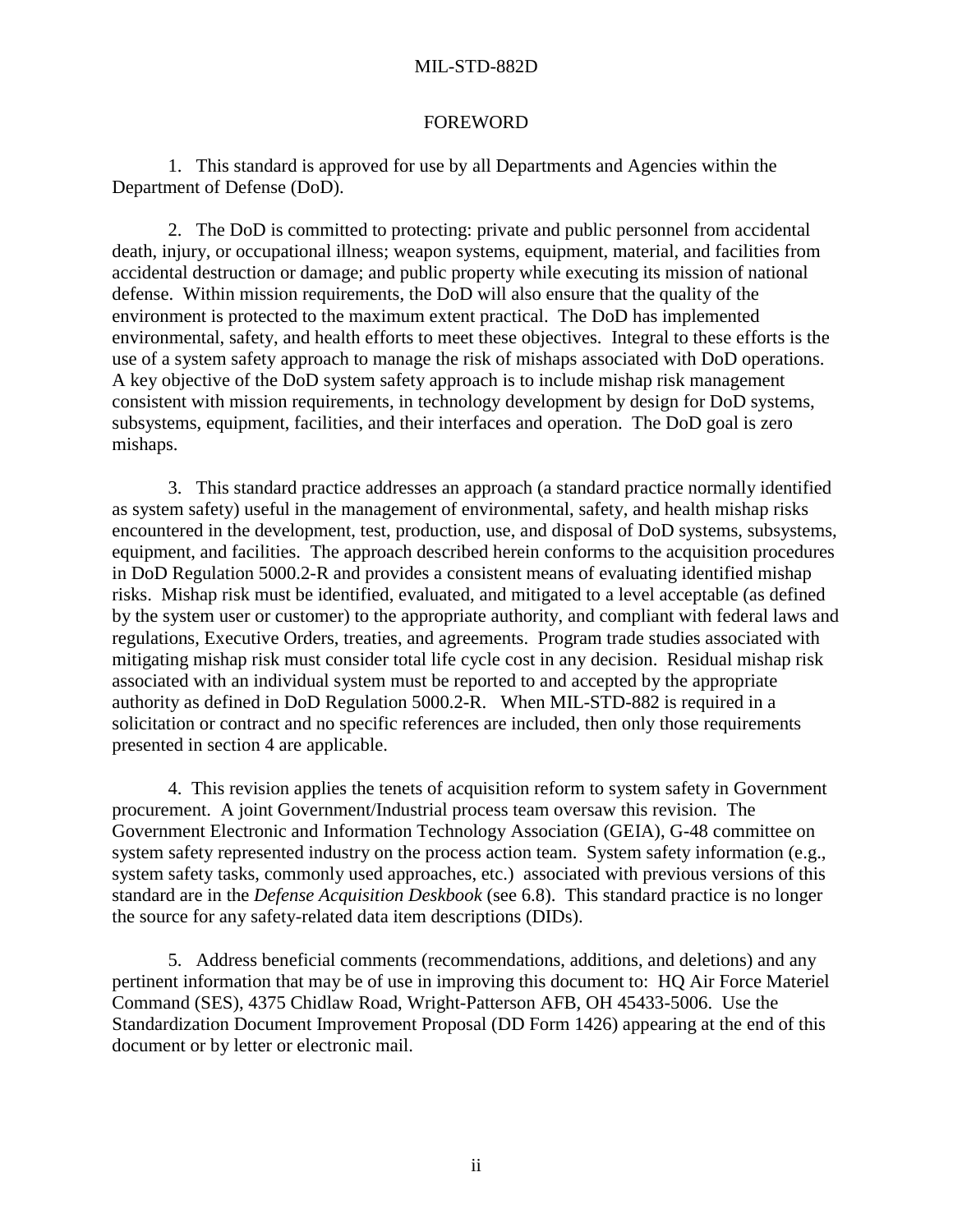## FOREWORD

1. This standard is approved for use by all Departments and Agencies within the Department of Defense (DoD).

2. The DoD is committed to protecting: private and public personnel from accidental death, injury, or occupational illness; weapon systems, equipment, material, and facilities from accidental destruction or damage; and public property while executing its mission of national defense. Within mission requirements, the DoD will also ensure that the quality of the environment is protected to the maximum extent practical. The DoD has implemented environmental, safety, and health efforts to meet these objectives. Integral to these efforts is the use of a system safety approach to manage the risk of mishaps associated with DoD operations. A key objective of the DoD system safety approach is to include mishap risk management consistent with mission requirements, in technology development by design for DoD systems, subsystems, equipment, facilities, and their interfaces and operation. The DoD goal is zero mishaps.

3. This standard practice addresses an approach (a standard practice normally identified as system safety) useful in the management of environmental, safety, and health mishap risks encountered in the development, test, production, use, and disposal of DoD systems, subsystems, equipment, and facilities. The approach described herein conforms to the acquisition procedures in DoD Regulation 5000.2-R and provides a consistent means of evaluating identified mishap risks. Mishap risk must be identified, evaluated, and mitigated to a level acceptable (as defined by the system user or customer) to the appropriate authority, and compliant with federal laws and regulations, Executive Orders, treaties, and agreements. Program trade studies associated with mitigating mishap risk must consider total life cycle cost in any decision. Residual mishap risk associated with an individual system must be reported to and accepted by the appropriate authority as defined in DoD Regulation 5000.2-R. When MIL-STD-882 is required in a solicitation or contract and no specific references are included, then only those requirements presented in section 4 are applicable.

4. This revision applies the tenets of acquisition reform to system safety in Government procurement. A joint Government/Industrial process team oversaw this revision. The Government Electronic and Information Technology Association (GEIA), G-48 committee on system safety represented industry on the process action team. System safety information (e.g., system safety tasks, commonly used approaches, etc.) associated with previous versions of this standard are in the *Defense Acquisition Deskbook* (see 6.8). This standard practice is no longer the source for any safety-related data item descriptions (DIDs).

5. Address beneficial comments (recommendations, additions, and deletions) and any pertinent information that may be of use in improving this document to: HQ Air Force Materiel Command (SES), 4375 Chidlaw Road, Wright-Patterson AFB, OH 45433-5006. Use the Standardization Document Improvement Proposal (DD Form 1426) appearing at the end of this document or by letter or electronic mail.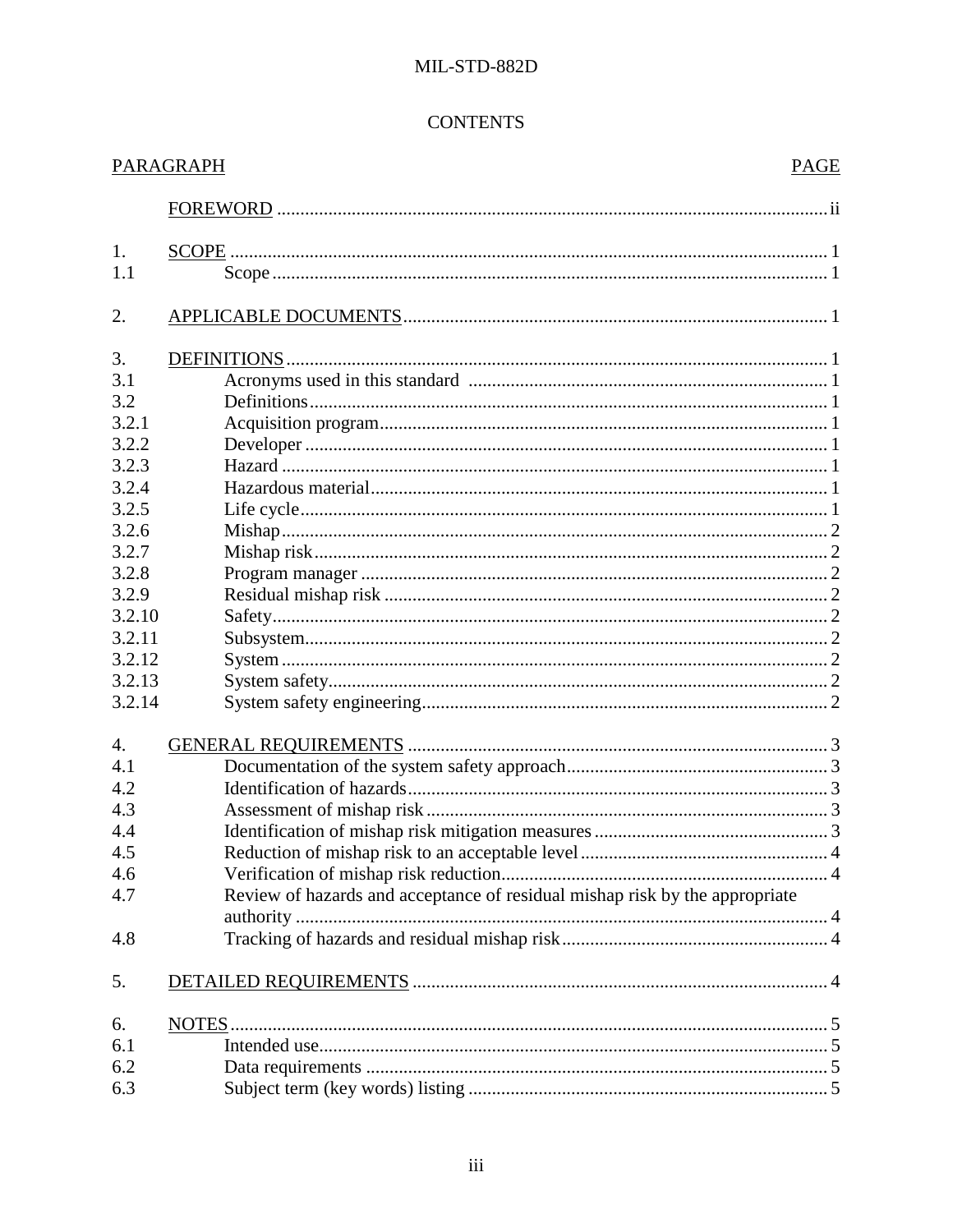# CONTENTS

| PARAGRAPH | | PAGE |
|---|---|---|
| | FOREWORD | ii |
| 1. | SCOPE | 1 |
| 1.1 | Scope | 1 |
| 2. | APPLICABLE DOCUMENTS | 1 |
| 3. | DEFINITIONS | 1 |
| 3.1 | Acronyms used in this standard | 1 |
| 3.2 | Definitions | 1 |
| 3.2.1 | Acquisition program | 1 |
| 3.2.2 | Developer | 1 |
| 3.2.3 | Hazard | 1 |
| 3.2.4 | Hazardous material | 1 |
| 3.2.5 | Life cycle | 1 |
| 3.2.6 | Mishap | 2 |
| 3.2.7 | Mishap risk | 2 |
| 3.2.8 | Program manager | 2 |
| 3.2.9 | Residual mishap risk | 2 |
| 3.2.10 | Safety | 2 |
| 3.2.11 | Subsystem | 2 |
| 3.2.12 | System | 2 |
| 3.2.13 | System safety | 2 |
| 3.2.14 | System safety engineering | 2 |
| 4. | GENERAL REQUIREMENTS | 3 |
| 4.1 | Documentation of the system safety approach | 3 |
| 4.2 | Identification of hazards | 3 |
| 4.3 | Assessment of mishap risk | 3 |
| 4.4 | Identification of mishap risk mitigation measures | 3 |
| 4.5 | Reduction of mishap risk to an acceptable level | 4 |
| 4.6 | Verification of mishap risk reduction | 4 |
| 4.7 | Review of hazards and acceptance of residual mishap risk by the appropriate authority | 4 |
| 4.8 | Tracking of hazards and residual mishap risk | 4 |
| 5. | DETAILED REQUIREMENTS | 4 |
| 6. | NOTES | 5 |
| 6.1 | Intended use | 5 |
| 6.2 | Data requirements | 5 |
| 6.3 | Subject term (key words) listing | 5 |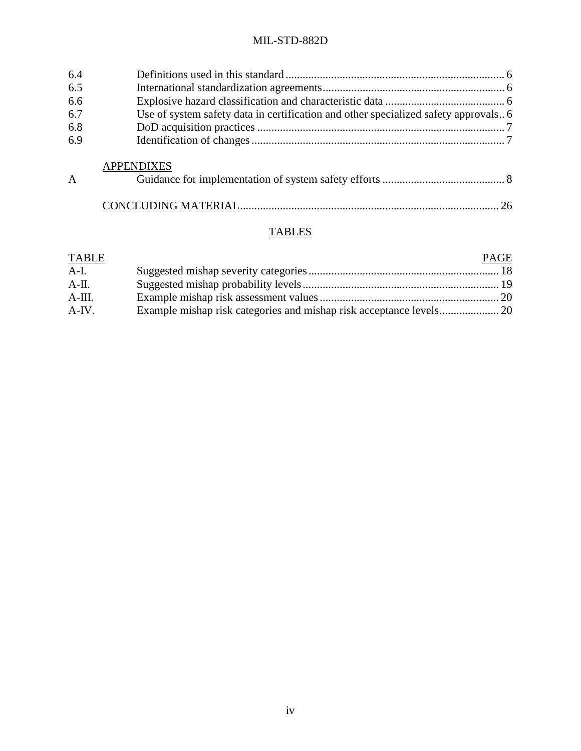| | | |
|---|---|---|
| 6.4 | Definitions used in this standard | 6 |
| 6.5 | International standardization agreements | 6 |
| 6.6 | Explosive hazard classification and characteristic data | 6 |
| 6.7 | Use of system safety data in certification and other specialized safety approvals | 6 |
| 6.8 | DoD acquisition practices | 7 |
| 6.9 | Identification of changes | 7 |

APPENDIXES

| | | |
|---|---|---|
| A | Guidance for implementation of system safety efforts | 8 |

CONCLUDING MATERIAL ........ 26

## TABLES

| TABLE | | PAGE |
|---|---|---|
| A-I. | Suggested mishap severity categories | 18 |
| A-II. | Suggested mishap probability levels | 19 |
| A-III. | Example mishap risk assessment values | 20 |
| A-IV. | Example mishap risk categories and mishap risk acceptance levels | 20 |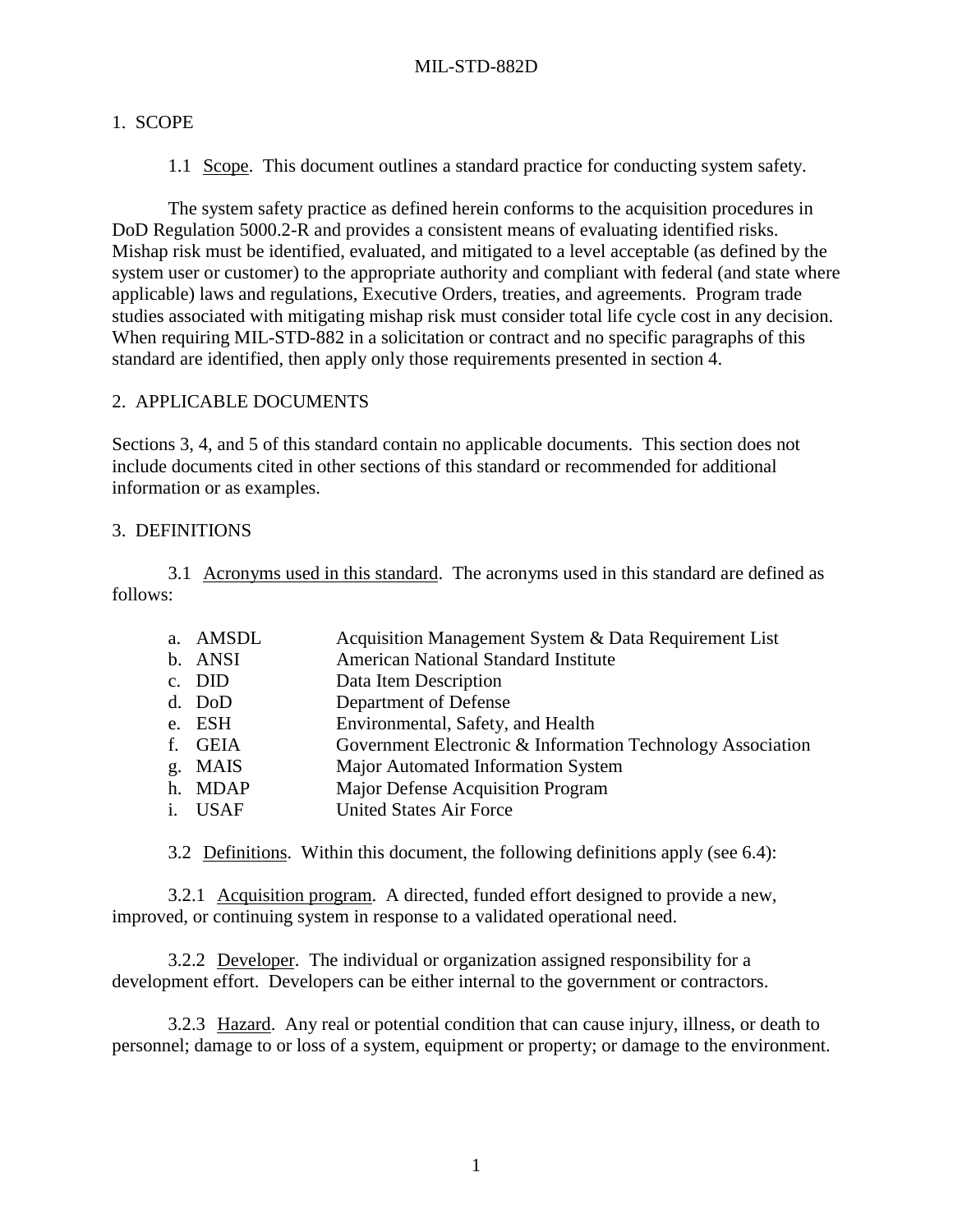# 1. SCOPE

1.1 Scope. This document outlines a standard practice for conducting system safety.

The system safety practice as defined herein conforms to the acquisition procedures in DoD Regulation 5000.2-R and provides a consistent means of evaluating identified risks. Mishap risk must be identified, evaluated, and mitigated to a level acceptable (as defined by the system user or customer) to the appropriate authority and compliant with federal (and state where applicable) laws and regulations, Executive Orders, treaties, and agreements. Program trade studies associated with mitigating mishap risk must consider total life cycle cost in any decision. When requiring MIL-STD-882 in a solicitation or contract and no specific paragraphs of this standard are identified, then apply only those requirements presented in section 4.

# 2. APPLICABLE DOCUMENTS

Sections 3, 4, and 5 of this standard contain no applicable documents. This section does not include documents cited in other sections of this standard or recommended for additional information or as examples.

# 3. DEFINITIONS

3.1 Acronyms used in this standard. The acronyms used in this standard are defined as follows:

a. AMSDL — Acquisition Management System & Data Requirement List
b. ANSI — American National Standard Institute
c. DID — Data Item Description
d. DoD — Department of Defense
e. ESH — Environmental, Safety, and Health
f. GEIA — Government Electronic & Information Technology Association
g. MAIS — Major Automated Information System
h. MDAP — Major Defense Acquisition Program
i. USAF — United States Air Force

3.2 Definitions. Within this document, the following definitions apply (see 6.4):

3.2.1 Acquisition program. A directed, funded effort designed to provide a new, improved, or continuing system in response to a validated operational need.

3.2.2 Developer. The individual or organization assigned responsibility for a development effort. Developers can be either internal to the government or contractors.

3.2.3 Hazard. Any real or potential condition that can cause injury, illness, or death to personnel; damage to or loss of a system, equipment or property; or damage to the environment.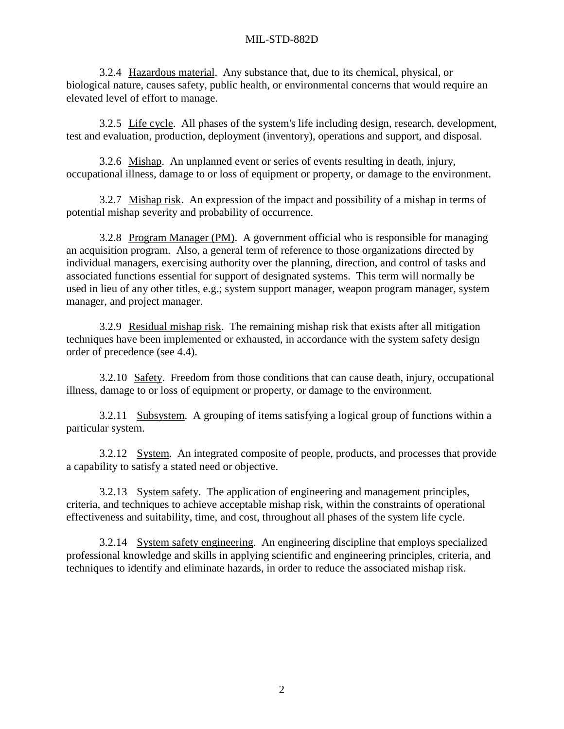3.2.4 Hazardous material. Any substance that, due to its chemical, physical, or biological nature, causes safety, public health, or environmental concerns that would require an elevated level of effort to manage.

3.2.5 Life cycle. All phases of the system's life including design, research, development, test and evaluation, production, deployment (inventory), operations and support, and disposal.

3.2.6 Mishap. An unplanned event or series of events resulting in death, injury, occupational illness, damage to or loss of equipment or property, or damage to the environment.

3.2.7 Mishap risk. An expression of the impact and possibility of a mishap in terms of potential mishap severity and probability of occurrence.

3.2.8 Program Manager (PM). A government official who is responsible for managing an acquisition program. Also, a general term of reference to those organizations directed by individual managers, exercising authority over the planning, direction, and control of tasks and associated functions essential for support of designated systems. This term will normally be used in lieu of any other titles, e.g.; system support manager, weapon program manager, system manager, and project manager.

3.2.9 Residual mishap risk. The remaining mishap risk that exists after all mitigation techniques have been implemented or exhausted, in accordance with the system safety design order of precedence (see 4.4).

3.2.10 Safety. Freedom from those conditions that can cause death, injury, occupational illness, damage to or loss of equipment or property, or damage to the environment.

3.2.11 Subsystem. A grouping of items satisfying a logical group of functions within a particular system.

3.2.12 System. An integrated composite of people, products, and processes that provide a capability to satisfy a stated need or objective.

3.2.13 System safety. The application of engineering and management principles, criteria, and techniques to achieve acceptable mishap risk, within the constraints of operational effectiveness and suitability, time, and cost, throughout all phases of the system life cycle.

3.2.14 System safety engineering. An engineering discipline that employs specialized professional knowledge and skills in applying scientific and engineering principles, criteria, and techniques to identify and eliminate hazards, in order to reduce the associated mishap risk.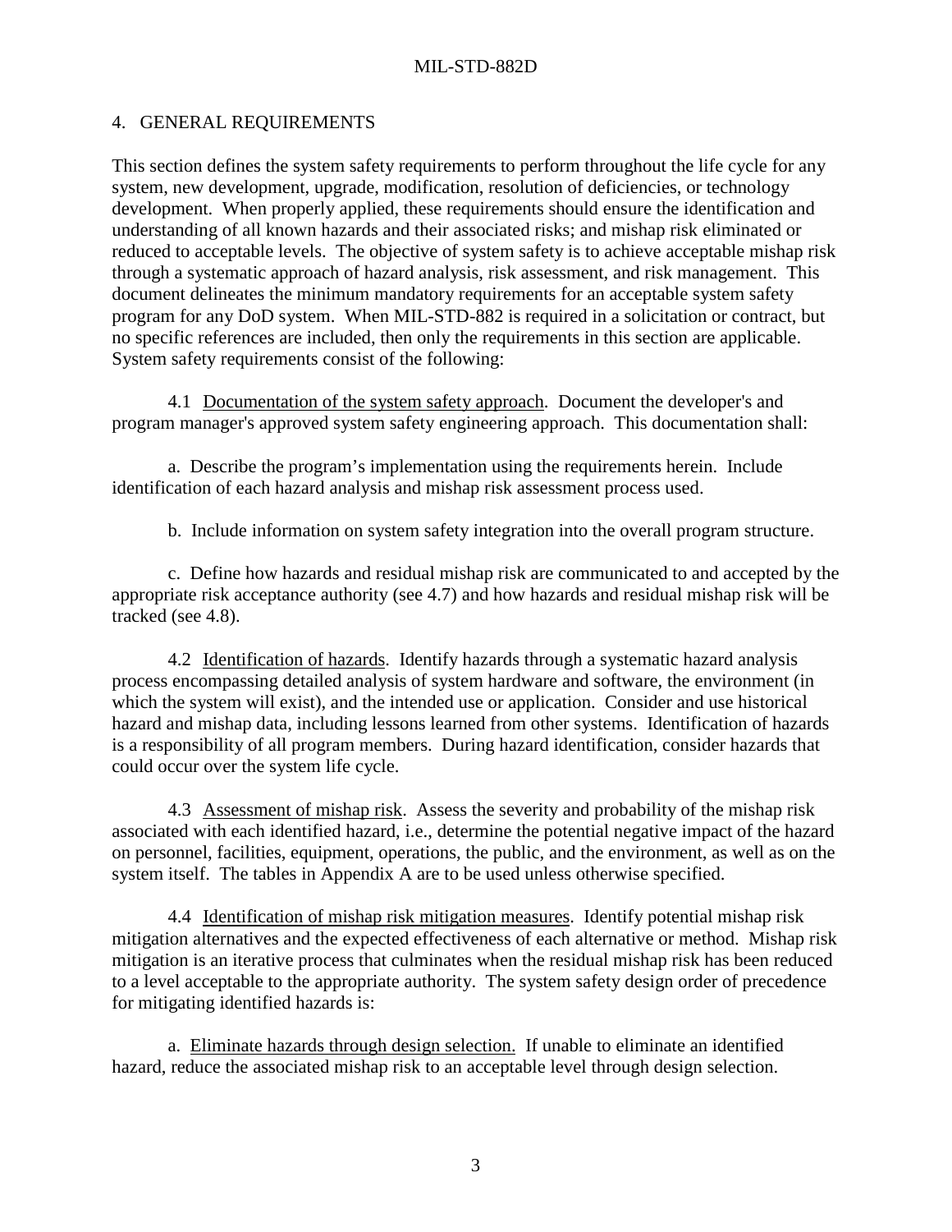## 4. GENERAL REQUIREMENTS

This section defines the system safety requirements to perform throughout the life cycle for any system, new development, upgrade, modification, resolution of deficiencies, or technology development. When properly applied, these requirements should ensure the identification and understanding of all known hazards and their associated risks; and mishap risk eliminated or reduced to acceptable levels. The objective of system safety is to achieve acceptable mishap risk through a systematic approach of hazard analysis, risk assessment, and risk management. This document delineates the minimum mandatory requirements for an acceptable system safety program for any DoD system. When MIL-STD-882 is required in a solicitation or contract, but no specific references are included, then only the requirements in this section are applicable. System safety requirements consist of the following:

4.1 Documentation of the system safety approach. Document the developer's and program manager's approved system safety engineering approach. This documentation shall:

a. Describe the program's implementation using the requirements herein. Include identification of each hazard analysis and mishap risk assessment process used.

b. Include information on system safety integration into the overall program structure.

c. Define how hazards and residual mishap risk are communicated to and accepted by the appropriate risk acceptance authority (see 4.7) and how hazards and residual mishap risk will be tracked (see 4.8).

4.2 Identification of hazards. Identify hazards through a systematic hazard analysis process encompassing detailed analysis of system hardware and software, the environment (in which the system will exist), and the intended use or application. Consider and use historical hazard and mishap data, including lessons learned from other systems. Identification of hazards is a responsibility of all program members. During hazard identification, consider hazards that could occur over the system life cycle.

4.3 Assessment of mishap risk. Assess the severity and probability of the mishap risk associated with each identified hazard, i.e., determine the potential negative impact of the hazard on personnel, facilities, equipment, operations, the public, and the environment, as well as on the system itself. The tables in Appendix A are to be used unless otherwise specified.

4.4 Identification of mishap risk mitigation measures. Identify potential mishap risk mitigation alternatives and the expected effectiveness of each alternative or method. Mishap risk mitigation is an iterative process that culminates when the residual mishap risk has been reduced to a level acceptable to the appropriate authority. The system safety design order of precedence for mitigating identified hazards is:

a. Eliminate hazards through design selection. If unable to eliminate an identified hazard, reduce the associated mishap risk to an acceptable level through design selection.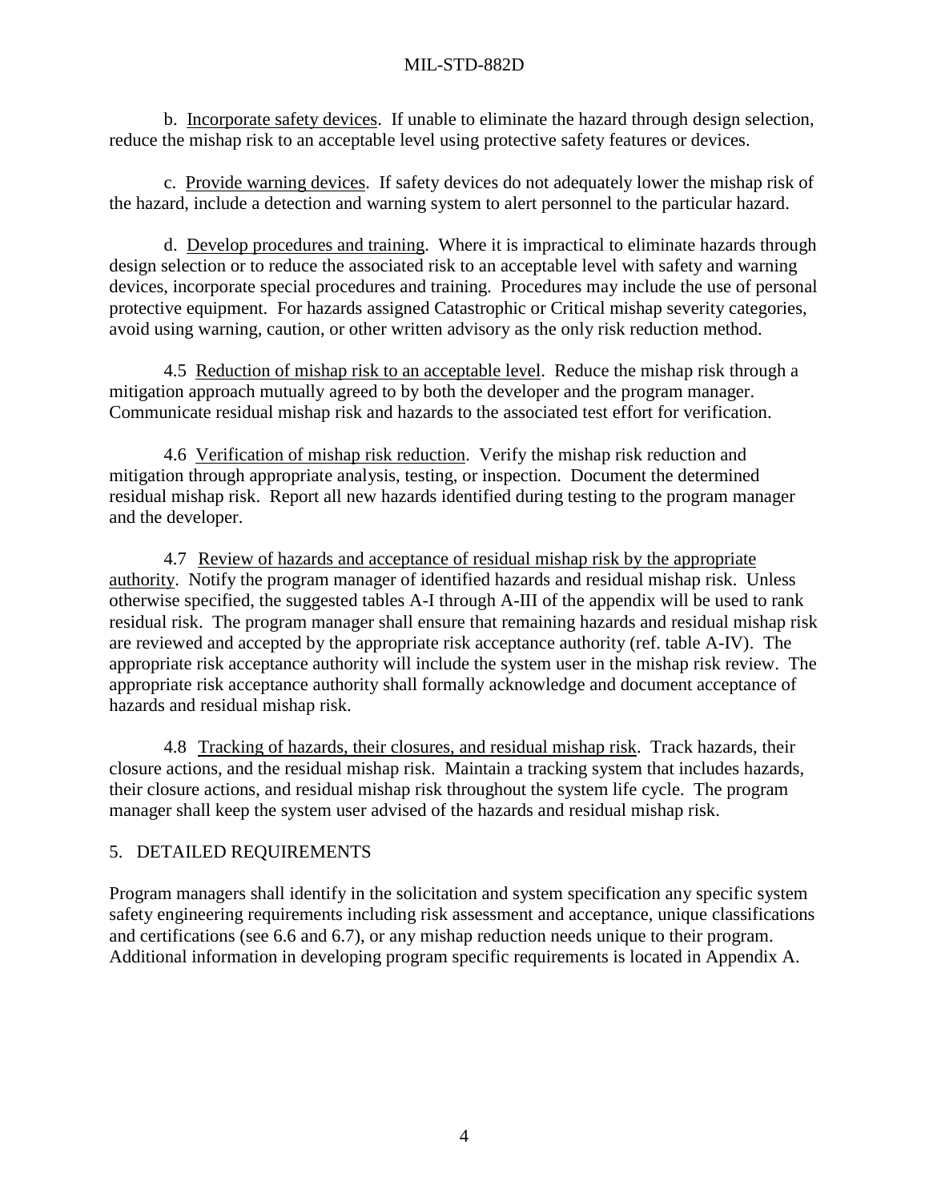b. Incorporate safety devices. If unable to eliminate the hazard through design selection, reduce the mishap risk to an acceptable level using protective safety features or devices.

c. Provide warning devices. If safety devices do not adequately lower the mishap risk of the hazard, include a detection and warning system to alert personnel to the particular hazard.

d. Develop procedures and training. Where it is impractical to eliminate hazards through design selection or to reduce the associated risk to an acceptable level with safety and warning devices, incorporate special procedures and training. Procedures may include the use of personal protective equipment. For hazards assigned Catastrophic or Critical mishap severity categories, avoid using warning, caution, or other written advisory as the only risk reduction method.

4.5 Reduction of mishap risk to an acceptable level. Reduce the mishap risk through a mitigation approach mutually agreed to by both the developer and the program manager. Communicate residual mishap risk and hazards to the associated test effort for verification.

4.6 Verification of mishap risk reduction. Verify the mishap risk reduction and mitigation through appropriate analysis, testing, or inspection. Document the determined residual mishap risk. Report all new hazards identified during testing to the program manager and the developer.

4.7 Review of hazards and acceptance of residual mishap risk by the appropriate authority. Notify the program manager of identified hazards and residual mishap risk. Unless otherwise specified, the suggested tables A-I through A-III of the appendix will be used to rank residual risk. The program manager shall ensure that remaining hazards and residual mishap risk are reviewed and accepted by the appropriate risk acceptance authority (ref. table A-IV). The appropriate risk acceptance authority will include the system user in the mishap risk review. The appropriate risk acceptance authority shall formally acknowledge and document acceptance of hazards and residual mishap risk.

4.8 Tracking of hazards, their closures, and residual mishap risk. Track hazards, their closure actions, and the residual mishap risk. Maintain a tracking system that includes hazards, their closure actions, and residual mishap risk throughout the system life cycle. The program manager shall keep the system user advised of the hazards and residual mishap risk.

## 5. DETAILED REQUIREMENTS

Program managers shall identify in the solicitation and system specification any specific system safety engineering requirements including risk assessment and acceptance, unique classifications and certifications (see 6.6 and 6.7), or any mishap reduction needs unique to their program. Additional information in developing program specific requirements is located in Appendix A.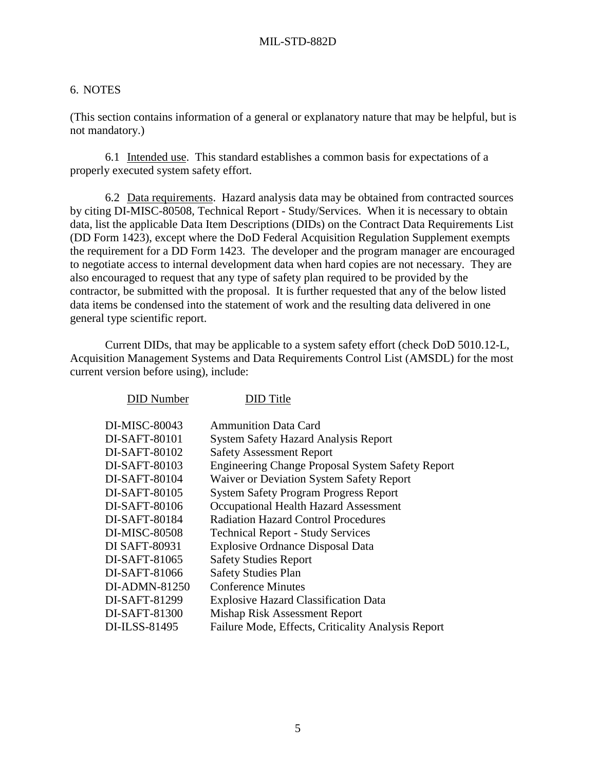## 6. NOTES

(This section contains information of a general or explanatory nature that may be helpful, but is not mandatory.)

6.1 Intended use. This standard establishes a common basis for expectations of a properly executed system safety effort.

6.2 Data requirements. Hazard analysis data may be obtained from contracted sources by citing DI-MISC-80508, Technical Report - Study/Services. When it is necessary to obtain data, list the applicable Data Item Descriptions (DIDs) on the Contract Data Requirements List (DD Form 1423), except where the DoD Federal Acquisition Regulation Supplement exempts the requirement for a DD Form 1423. The developer and the program manager are encouraged to negotiate access to internal development data when hard copies are not necessary. They are also encouraged to request that any type of safety plan required to be provided by the contractor, be submitted with the proposal. It is further requested that any of the below listed data items be condensed into the statement of work and the resulting data delivered in one general type scientific report.

Current DIDs, that may be applicable to a system safety effort (check DoD 5010.12-L, Acquisition Management Systems and Data Requirements Control List (AMSDL) for the most current version before using), include:

| DID Number | DID Title |
|---|---|
| DI-MISC-80043 | Ammunition Data Card |
| DI-SAFT-80101 | System Safety Hazard Analysis Report |
| DI-SAFT-80102 | Safety Assessment Report |
| DI-SAFT-80103 | Engineering Change Proposal System Safety Report |
| DI-SAFT-80104 | Waiver or Deviation System Safety Report |
| DI-SAFT-80105 | System Safety Program Progress Report |
| DI-SAFT-80106 | Occupational Health Hazard Assessment |
| DI-SAFT-80184 | Radiation Hazard Control Procedures |
| DI-MISC-80508 | Technical Report - Study Services |
| DI SAFT-80931 | Explosive Ordnance Disposal Data |
| DI-SAFT-81065 | Safety Studies Report |
| DI-SAFT-81066 | Safety Studies Plan |
| DI-ADMN-81250 | Conference Minutes |
| DI-SAFT-81299 | Explosive Hazard Classification Data |
| DI-SAFT-81300 | Mishap Risk Assessment Report |
| DI-ILSS-81495 | Failure Mode, Effects, Criticality Analysis Report |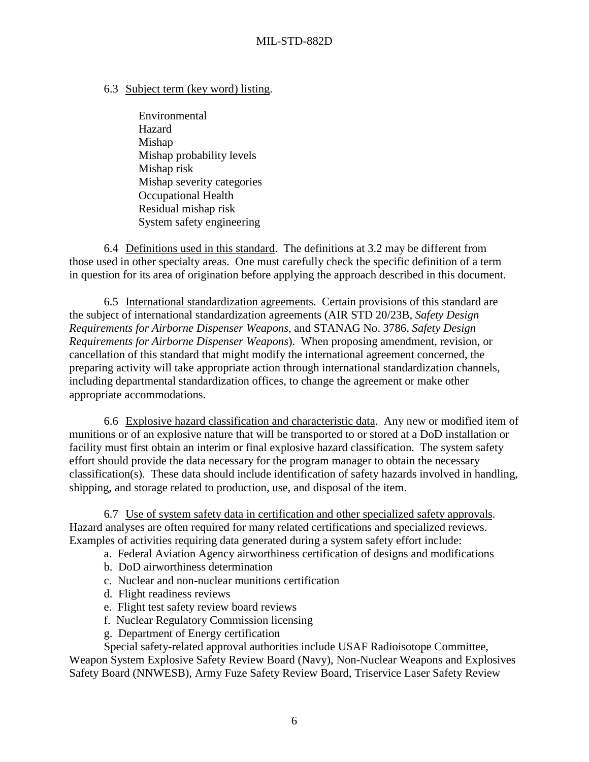6.3 Subject term (key word) listing.

Environmental
Hazard
Mishap
Mishap probability levels
Mishap risk
Mishap severity categories
Occupational Health
Residual mishap risk
System safety engineering

6.4 Definitions used in this standard. The definitions at 3.2 may be different from those used in other specialty areas. One must carefully check the specific definition of a term in question for its area of origination before applying the approach described in this document.

6.5 International standardization agreements. Certain provisions of this standard are the subject of international standardization agreements (AIR STD 20/23B, *Safety Design Requirements for Airborne Dispenser Weapons*, and STANAG No. 3786, *Safety Design Requirements for Airborne Dispenser Weapons*). When proposing amendment, revision, or cancellation of this standard that might modify the international agreement concerned, the preparing activity will take appropriate action through international standardization channels, including departmental standardization offices, to change the agreement or make other appropriate accommodations.

6.6 Explosive hazard classification and characteristic data. Any new or modified item of munitions or of an explosive nature that will be transported to or stored at a DoD installation or facility must first obtain an interim or final explosive hazard classification. The system safety effort should provide the data necessary for the program manager to obtain the necessary classification(s). These data should include identification of safety hazards involved in handling, shipping, and storage related to production, use, and disposal of the item.

6.7 Use of system safety data in certification and other specialized safety approvals. Hazard analyses are often required for many related certifications and specialized reviews. Examples of activities requiring data generated during a system safety effort include:

a. Federal Aviation Agency airworthiness certification of designs and modifications
b. DoD airworthiness determination
c. Nuclear and non-nuclear munitions certification
d. Flight readiness reviews
e. Flight test safety review board reviews
f. Nuclear Regulatory Commission licensing
g. Department of Energy certification

Special safety-related approval authorities include USAF Radioisotope Committee, Weapon System Explosive Safety Review Board (Navy), Non-Nuclear Weapons and Explosives Safety Board (NNWESB), Army Fuze Safety Review Board, Triservice Laser Safety Review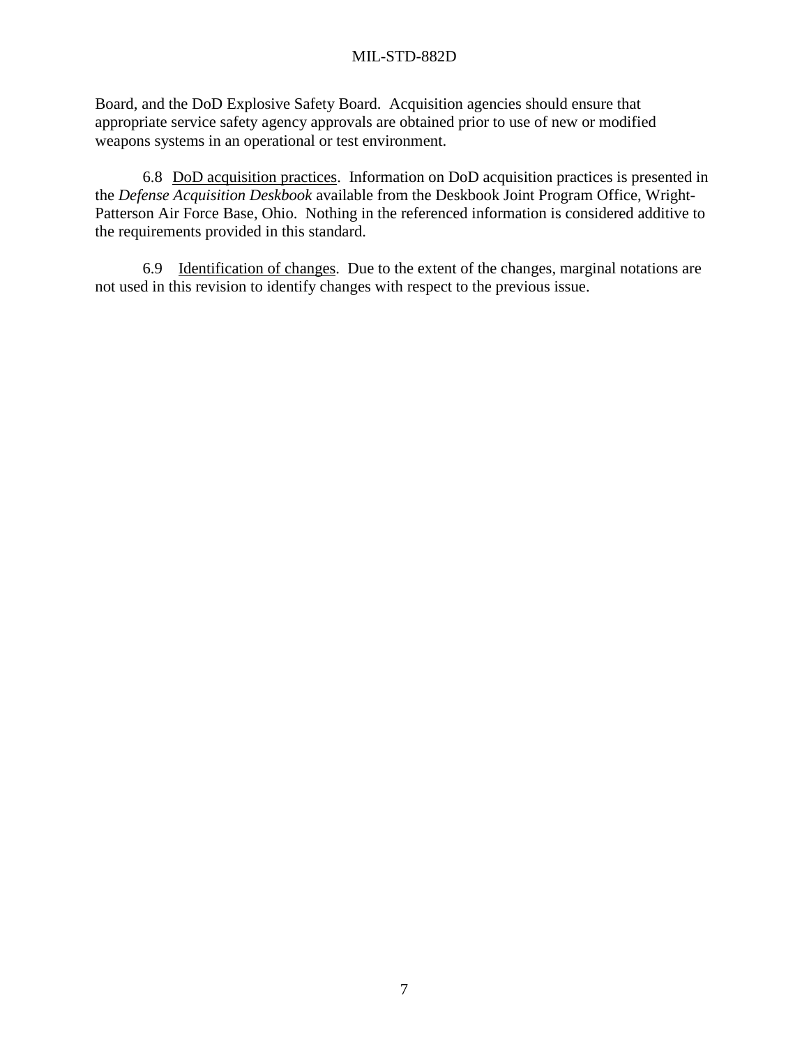Board, and the DoD Explosive Safety Board. Acquisition agencies should ensure that appropriate service safety agency approvals are obtained prior to use of new or modified weapons systems in an operational or test environment.

6.8 DoD acquisition practices. Information on DoD acquisition practices is presented in the *Defense Acquisition Deskbook* available from the Deskbook Joint Program Office, Wright-Patterson Air Force Base, Ohio. Nothing in the referenced information is considered additive to the requirements provided in this standard.

6.9 Identification of changes. Due to the extent of the changes, marginal notations are not used in this revision to identify changes with respect to the previous issue.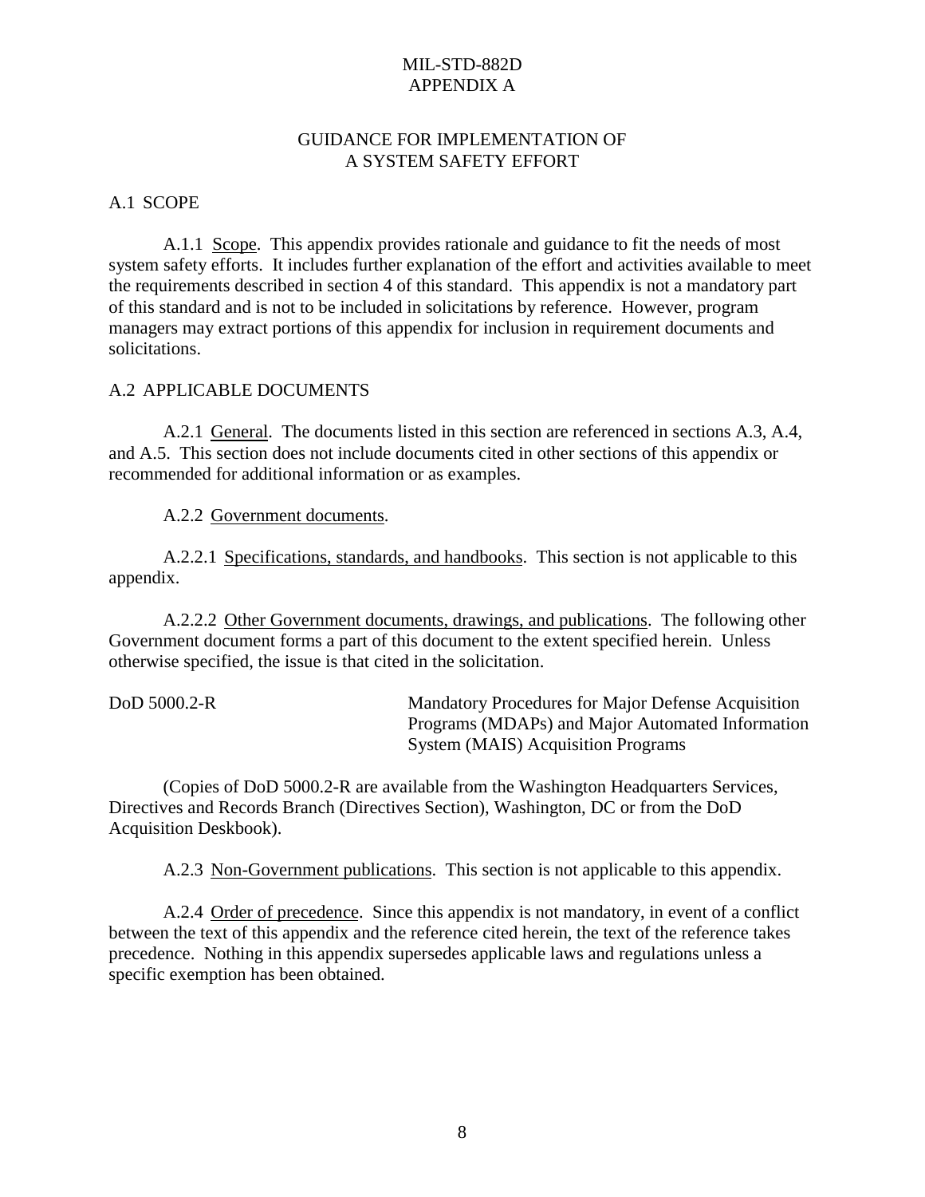# MIL-STD-882D
# APPENDIX A

## GUIDANCE FOR IMPLEMENTATION OF A SYSTEM SAFETY EFFORT

### A.1 SCOPE

A.1.1 Scope. This appendix provides rationale and guidance to fit the needs of most system safety efforts. It includes further explanation of the effort and activities available to meet the requirements described in section 4 of this standard. This appendix is not a mandatory part of this standard and is not to be included in solicitations by reference. However, program managers may extract portions of this appendix for inclusion in requirement documents and solicitations.

### A.2 APPLICABLE DOCUMENTS

A.2.1 General. The documents listed in this section are referenced in sections A.3, A.4, and A.5. This section does not include documents cited in other sections of this appendix or recommended for additional information or as examples.

A.2.2 Government documents.

A.2.2.1 Specifications, standards, and handbooks. This section is not applicable to this appendix.

A.2.2.2 Other Government documents, drawings, and publications. The following other Government document forms a part of this document to the extent specified herein. Unless otherwise specified, the issue is that cited in the solicitation.

| | |
|---|---|
| DoD 5000.2-R | Mandatory Procedures for Major Defense Acquisition Programs (MDAPs) and Major Automated Information System (MAIS) Acquisition Programs |

(Copies of DoD 5000.2-R are available from the Washington Headquarters Services, Directives and Records Branch (Directives Section), Washington, DC or from the DoD Acquisition Deskbook).

A.2.3 Non-Government publications. This section is not applicable to this appendix.

A.2.4 Order of precedence. Since this appendix is not mandatory, in event of a conflict between the text of this appendix and the reference cited herein, the text of the reference takes precedence. Nothing in this appendix supersedes applicable laws and regulations unless a specific exemption has been obtained.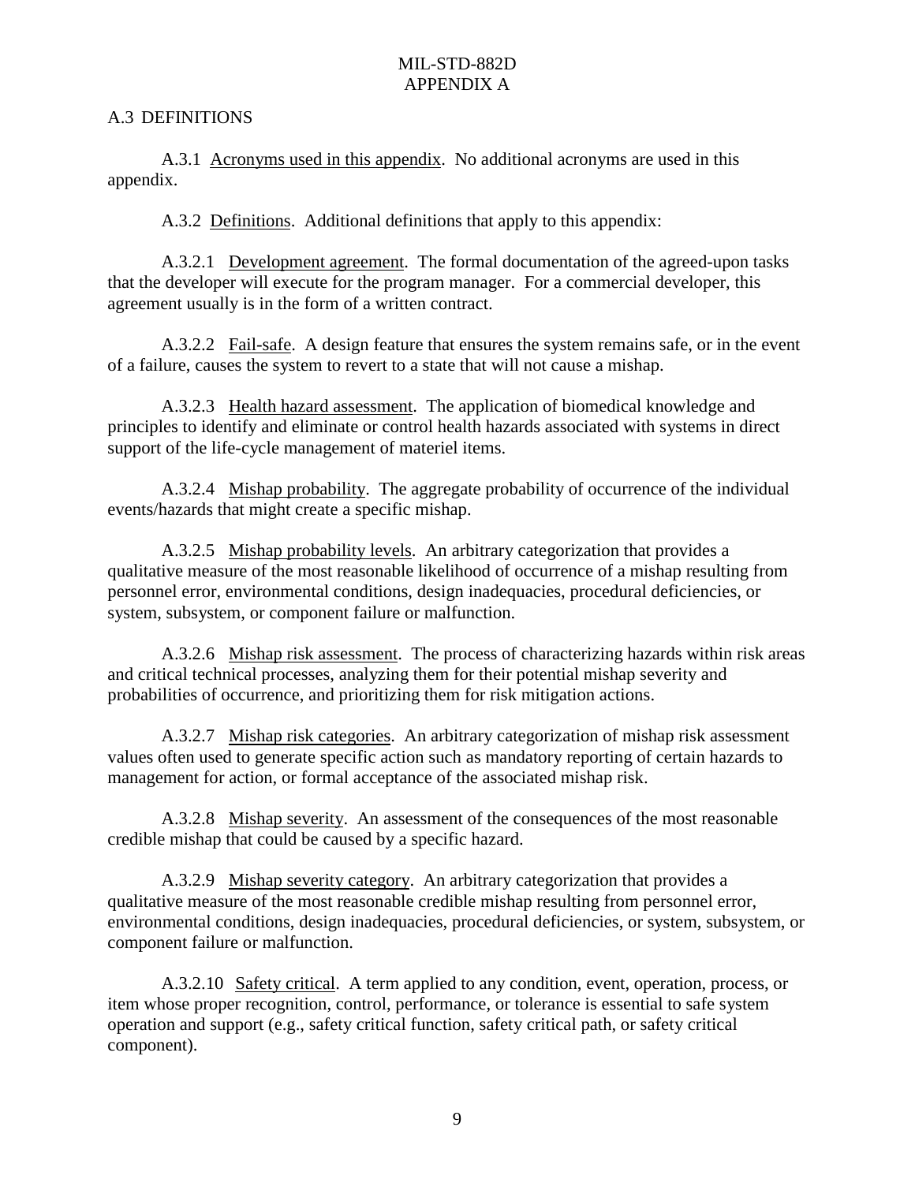## A.3 DEFINITIONS

A.3.1 Acronyms used in this appendix. No additional acronyms are used in this appendix.

A.3.2 Definitions. Additional definitions that apply to this appendix:

A.3.2.1 Development agreement. The formal documentation of the agreed-upon tasks that the developer will execute for the program manager. For a commercial developer, this agreement usually is in the form of a written contract.

A.3.2.2 Fail-safe. A design feature that ensures the system remains safe, or in the event of a failure, causes the system to revert to a state that will not cause a mishap.

A.3.2.3 Health hazard assessment. The application of biomedical knowledge and principles to identify and eliminate or control health hazards associated with systems in direct support of the life-cycle management of materiel items.

A.3.2.4 Mishap probability. The aggregate probability of occurrence of the individual events/hazards that might create a specific mishap.

A.3.2.5 Mishap probability levels. An arbitrary categorization that provides a qualitative measure of the most reasonable likelihood of occurrence of a mishap resulting from personnel error, environmental conditions, design inadequacies, procedural deficiencies, or system, subsystem, or component failure or malfunction.

A.3.2.6 Mishap risk assessment. The process of characterizing hazards within risk areas and critical technical processes, analyzing them for their potential mishap severity and probabilities of occurrence, and prioritizing them for risk mitigation actions.

A.3.2.7 Mishap risk categories. An arbitrary categorization of mishap risk assessment values often used to generate specific action such as mandatory reporting of certain hazards to management for action, or formal acceptance of the associated mishap risk.

A.3.2.8 Mishap severity. An assessment of the consequences of the most reasonable credible mishap that could be caused by a specific hazard.

A.3.2.9 Mishap severity category. An arbitrary categorization that provides a qualitative measure of the most reasonable credible mishap resulting from personnel error, environmental conditions, design inadequacies, procedural deficiencies, or system, subsystem, or component failure or malfunction.

A.3.2.10 Safety critical. A term applied to any condition, event, operation, process, or item whose proper recognition, control, performance, or tolerance is essential to safe system operation and support (e.g., safety critical function, safety critical path, or safety critical component).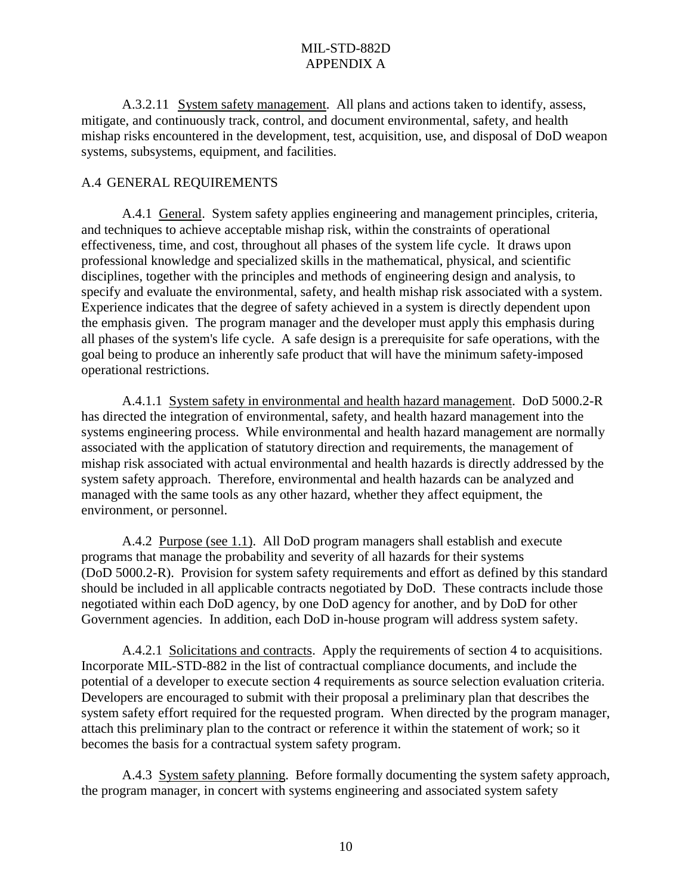A.3.2.11 <u>System safety management</u>. All plans and actions taken to identify, assess, mitigate, and continuously track, control, and document environmental, safety, and health mishap risks encountered in the development, test, acquisition, use, and disposal of DoD weapon systems, subsystems, equipment, and facilities.

## A.4 GENERAL REQUIREMENTS

A.4.1 <u>General</u>. System safety applies engineering and management principles, criteria, and techniques to achieve acceptable mishap risk, within the constraints of operational effectiveness, time, and cost, throughout all phases of the system life cycle. It draws upon professional knowledge and specialized skills in the mathematical, physical, and scientific disciplines, together with the principles and methods of engineering design and analysis, to specify and evaluate the environmental, safety, and health mishap risk associated with a system. Experience indicates that the degree of safety achieved in a system is directly dependent upon the emphasis given. The program manager and the developer must apply this emphasis during all phases of the system's life cycle. A safe design is a prerequisite for safe operations, with the goal being to produce an inherently safe product that will have the minimum safety-imposed operational restrictions.

A.4.1.1 <u>System safety in environmental and health hazard management</u>. DoD 5000.2-R has directed the integration of environmental, safety, and health hazard management into the systems engineering process. While environmental and health hazard management are normally associated with the application of statutory direction and requirements, the management of mishap risk associated with actual environmental and health hazards is directly addressed by the system safety approach. Therefore, environmental and health hazards can be analyzed and managed with the same tools as any other hazard, whether they affect equipment, the environment, or personnel.

A.4.2 <u>Purpose (see 1.1)</u>. All DoD program managers shall establish and execute programs that manage the probability and severity of all hazards for their systems (DoD 5000.2-R). Provision for system safety requirements and effort as defined by this standard should be included in all applicable contracts negotiated by DoD. These contracts include those negotiated within each DoD agency, by one DoD agency for another, and by DoD for other Government agencies. In addition, each DoD in-house program will address system safety.

A.4.2.1 <u>Solicitations and contracts</u>. Apply the requirements of section 4 to acquisitions. Incorporate MIL-STD-882 in the list of contractual compliance documents, and include the potential of a developer to execute section 4 requirements as source selection evaluation criteria. Developers are encouraged to submit with their proposal a preliminary plan that describes the system safety effort required for the requested program. When directed by the program manager, attach this preliminary plan to the contract or reference it within the statement of work; so it becomes the basis for a contractual system safety program.

A.4.3 <u>System safety planning</u>. Before formally documenting the system safety approach, the program manager, in concert with systems engineering and associated system safety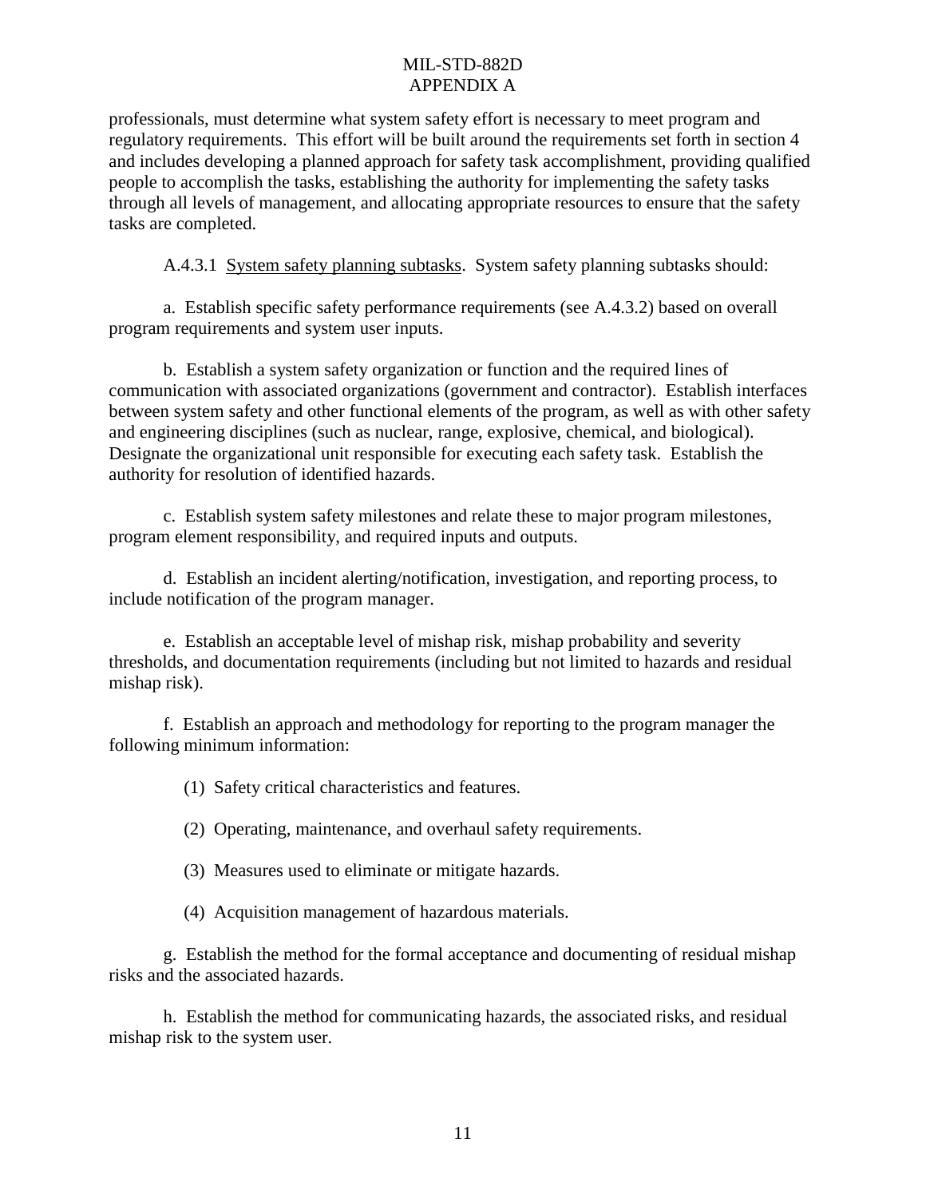professionals, must determine what system safety effort is necessary to meet program and regulatory requirements. This effort will be built around the requirements set forth in section 4 and includes developing a planned approach for safety task accomplishment, providing qualified people to accomplish the tasks, establishing the authority for implementing the safety tasks through all levels of management, and allocating appropriate resources to ensure that the safety tasks are completed.

A.4.3.1 System safety planning subtasks. System safety planning subtasks should:

a. Establish specific safety performance requirements (see A.4.3.2) based on overall program requirements and system user inputs.

b. Establish a system safety organization or function and the required lines of communication with associated organizations (government and contractor). Establish interfaces between system safety and other functional elements of the program, as well as with other safety and engineering disciplines (such as nuclear, range, explosive, chemical, and biological). Designate the organizational unit responsible for executing each safety task. Establish the authority for resolution of identified hazards.

c. Establish system safety milestones and relate these to major program milestones, program element responsibility, and required inputs and outputs.

d. Establish an incident alerting/notification, investigation, and reporting process, to include notification of the program manager.

e. Establish an acceptable level of mishap risk, mishap probability and severity thresholds, and documentation requirements (including but not limited to hazards and residual mishap risk).

f. Establish an approach and methodology for reporting to the program manager the following minimum information:

(1) Safety critical characteristics and features.

(2) Operating, maintenance, and overhaul safety requirements.

(3) Measures used to eliminate or mitigate hazards.

(4) Acquisition management of hazardous materials.

g. Establish the method for the formal acceptance and documenting of residual mishap risks and the associated hazards.

h. Establish the method for communicating hazards, the associated risks, and residual mishap risk to the system user.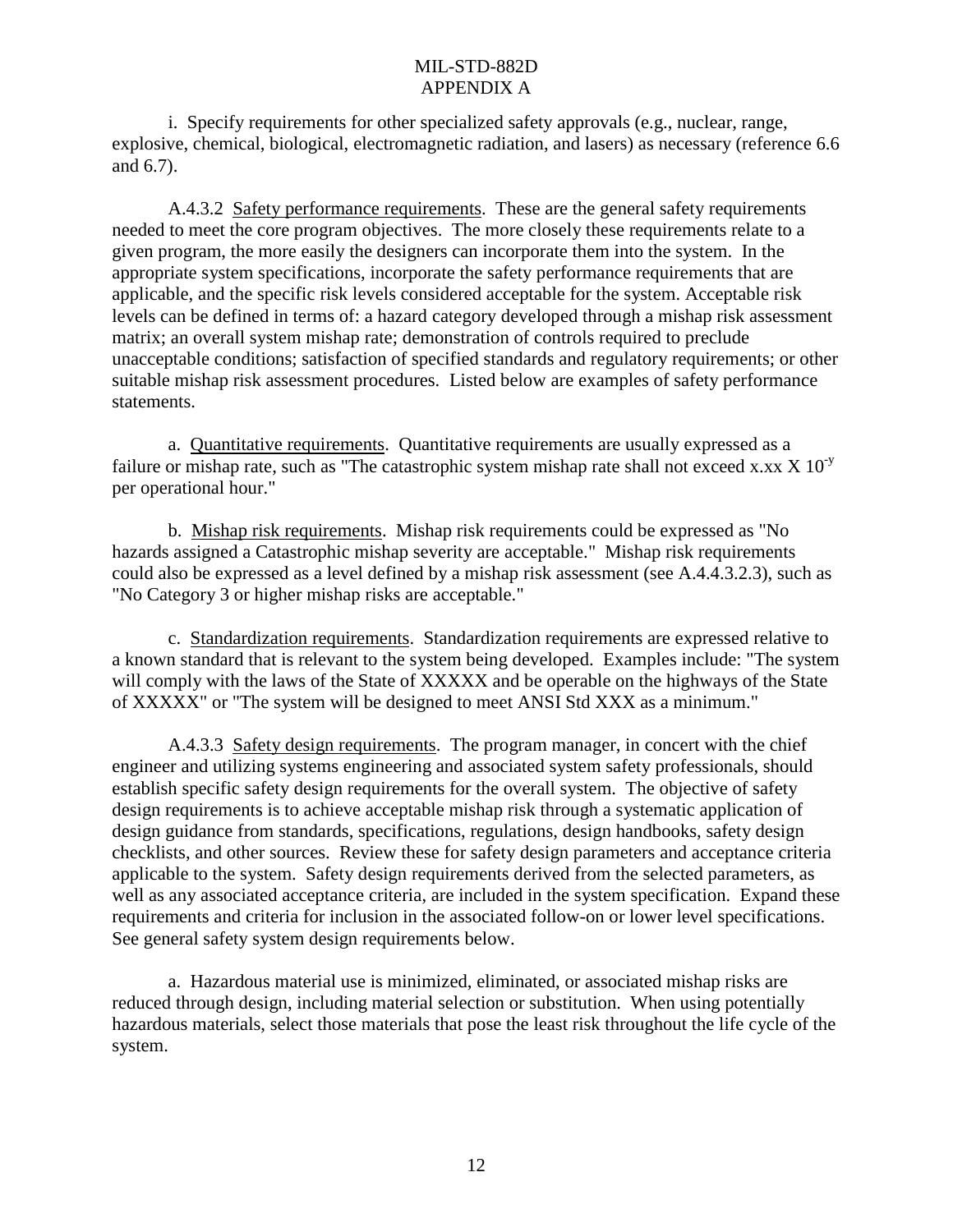i. Specify requirements for other specialized safety approvals (e.g., nuclear, range, explosive, chemical, biological, electromagnetic radiation, and lasers) as necessary (reference 6.6 and 6.7).

A.4.3.2 Safety performance requirements. These are the general safety requirements needed to meet the core program objectives. The more closely these requirements relate to a given program, the more easily the designers can incorporate them into the system. In the appropriate system specifications, incorporate the safety performance requirements that are applicable, and the specific risk levels considered acceptable for the system. Acceptable risk levels can be defined in terms of: a hazard category developed through a mishap risk assessment matrix; an overall system mishap rate; demonstration of controls required to preclude unacceptable conditions; satisfaction of specified standards and regulatory requirements; or other suitable mishap risk assessment procedures. Listed below are examples of safety performance statements.

a. Quantitative requirements. Quantitative requirements are usually expressed as a failure or mishap rate, such as "The catastrophic system mishap rate shall not exceed x.xx X $10^{-y}$ per operational hour."

b. Mishap risk requirements. Mishap risk requirements could be expressed as "No hazards assigned a Catastrophic mishap severity are acceptable." Mishap risk requirements could also be expressed as a level defined by a mishap risk assessment (see A.4.4.3.2.3), such as "No Category 3 or higher mishap risks are acceptable."

c. Standardization requirements. Standardization requirements are expressed relative to a known standard that is relevant to the system being developed. Examples include: "The system will comply with the laws of the State of XXXXX and be operable on the highways of the State of XXXXX" or "The system will be designed to meet ANSI Std XXX as a minimum."

A.4.3.3 Safety design requirements. The program manager, in concert with the chief engineer and utilizing systems engineering and associated system safety professionals, should establish specific safety design requirements for the overall system. The objective of safety design requirements is to achieve acceptable mishap risk through a systematic application of design guidance from standards, specifications, regulations, design handbooks, safety design checklists, and other sources. Review these for safety design parameters and acceptance criteria applicable to the system. Safety design requirements derived from the selected parameters, as well as any associated acceptance criteria, are included in the system specification. Expand these requirements and criteria for inclusion in the associated follow-on or lower level specifications. See general safety system design requirements below.

a. Hazardous material use is minimized, eliminated, or associated mishap risks are reduced through design, including material selection or substitution. When using potentially hazardous materials, select those materials that pose the least risk throughout the life cycle of the system.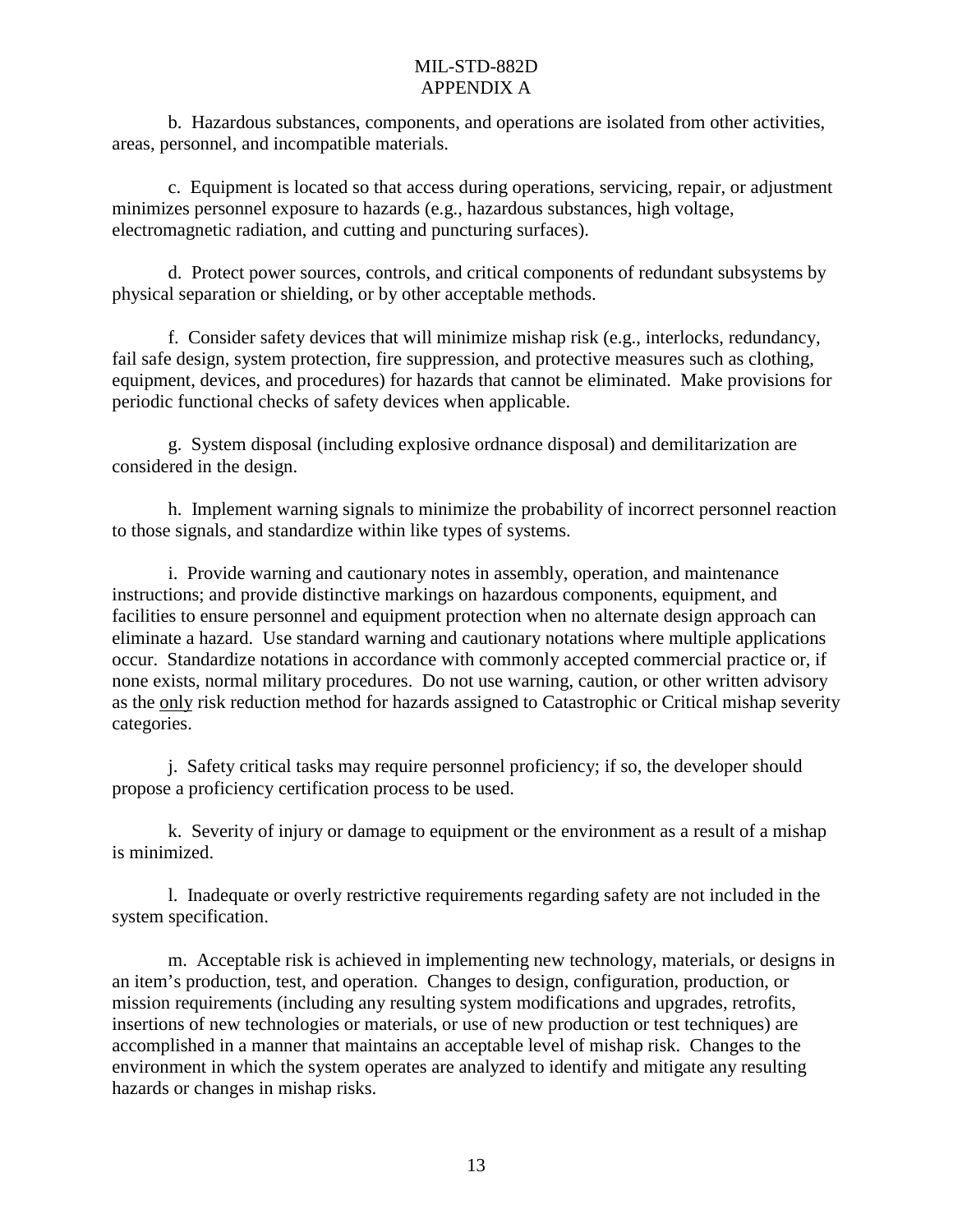b. Hazardous substances, components, and operations are isolated from other activities, areas, personnel, and incompatible materials.

c. Equipment is located so that access during operations, servicing, repair, or adjustment minimizes personnel exposure to hazards (e.g., hazardous substances, high voltage, electromagnetic radiation, and cutting and puncturing surfaces).

d. Protect power sources, controls, and critical components of redundant subsystems by physical separation or shielding, or by other acceptable methods.

f. Consider safety devices that will minimize mishap risk (e.g., interlocks, redundancy, fail safe design, system protection, fire suppression, and protective measures such as clothing, equipment, devices, and procedures) for hazards that cannot be eliminated. Make provisions for periodic functional checks of safety devices when applicable.

g. System disposal (including explosive ordnance disposal) and demilitarization are considered in the design.

h. Implement warning signals to minimize the probability of incorrect personnel reaction to those signals, and standardize within like types of systems.

i. Provide warning and cautionary notes in assembly, operation, and maintenance instructions; and provide distinctive markings on hazardous components, equipment, and facilities to ensure personnel and equipment protection when no alternate design approach can eliminate a hazard. Use standard warning and cautionary notations where multiple applications occur. Standardize notations in accordance with commonly accepted commercial practice or, if none exists, normal military procedures. Do not use warning, caution, or other written advisory as the <u>only</u> risk reduction method for hazards assigned to Catastrophic or Critical mishap severity categories.

j. Safety critical tasks may require personnel proficiency; if so, the developer should propose a proficiency certification process to be used.

k. Severity of injury or damage to equipment or the environment as a result of a mishap is minimized.

l. Inadequate or overly restrictive requirements regarding safety are not included in the system specification.

m. Acceptable risk is achieved in implementing new technology, materials, or designs in an item's production, test, and operation. Changes to design, configuration, production, or mission requirements (including any resulting system modifications and upgrades, retrofits, insertions of new technologies or materials, or use of new production or test techniques) are accomplished in a manner that maintains an acceptable level of mishap risk. Changes to the environment in which the system operates are analyzed to identify and mitigate any resulting hazards or changes in mishap risks.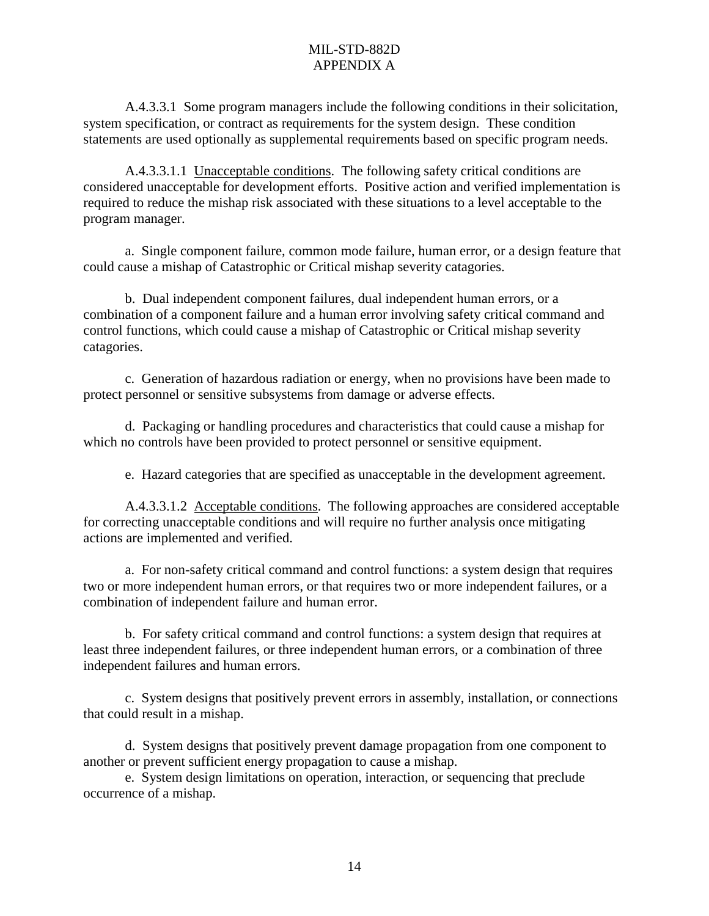A.4.3.3.1 Some program managers include the following conditions in their solicitation, system specification, or contract as requirements for the system design. These condition statements are used optionally as supplemental requirements based on specific program needs.

A.4.3.3.1.1 Unacceptable conditions. The following safety critical conditions are considered unacceptable for development efforts. Positive action and verified implementation is required to reduce the mishap risk associated with these situations to a level acceptable to the program manager.

a. Single component failure, common mode failure, human error, or a design feature that could cause a mishap of Catastrophic or Critical mishap severity catagories.

b. Dual independent component failures, dual independent human errors, or a combination of a component failure and a human error involving safety critical command and control functions, which could cause a mishap of Catastrophic or Critical mishap severity catagories.

c. Generation of hazardous radiation or energy, when no provisions have been made to protect personnel or sensitive subsystems from damage or adverse effects.

d. Packaging or handling procedures and characteristics that could cause a mishap for which no controls have been provided to protect personnel or sensitive equipment.

e. Hazard categories that are specified as unacceptable in the development agreement.

A.4.3.3.1.2 Acceptable conditions. The following approaches are considered acceptable for correcting unacceptable conditions and will require no further analysis once mitigating actions are implemented and verified.

a. For non-safety critical command and control functions: a system design that requires two or more independent human errors, or that requires two or more independent failures, or a combination of independent failure and human error.

b. For safety critical command and control functions: a system design that requires at least three independent failures, or three independent human errors, or a combination of three independent failures and human errors.

c. System designs that positively prevent errors in assembly, installation, or connections that could result in a mishap.

d. System designs that positively prevent damage propagation from one component to another or prevent sufficient energy propagation to cause a mishap.

e. System design limitations on operation, interaction, or sequencing that preclude occurrence of a mishap.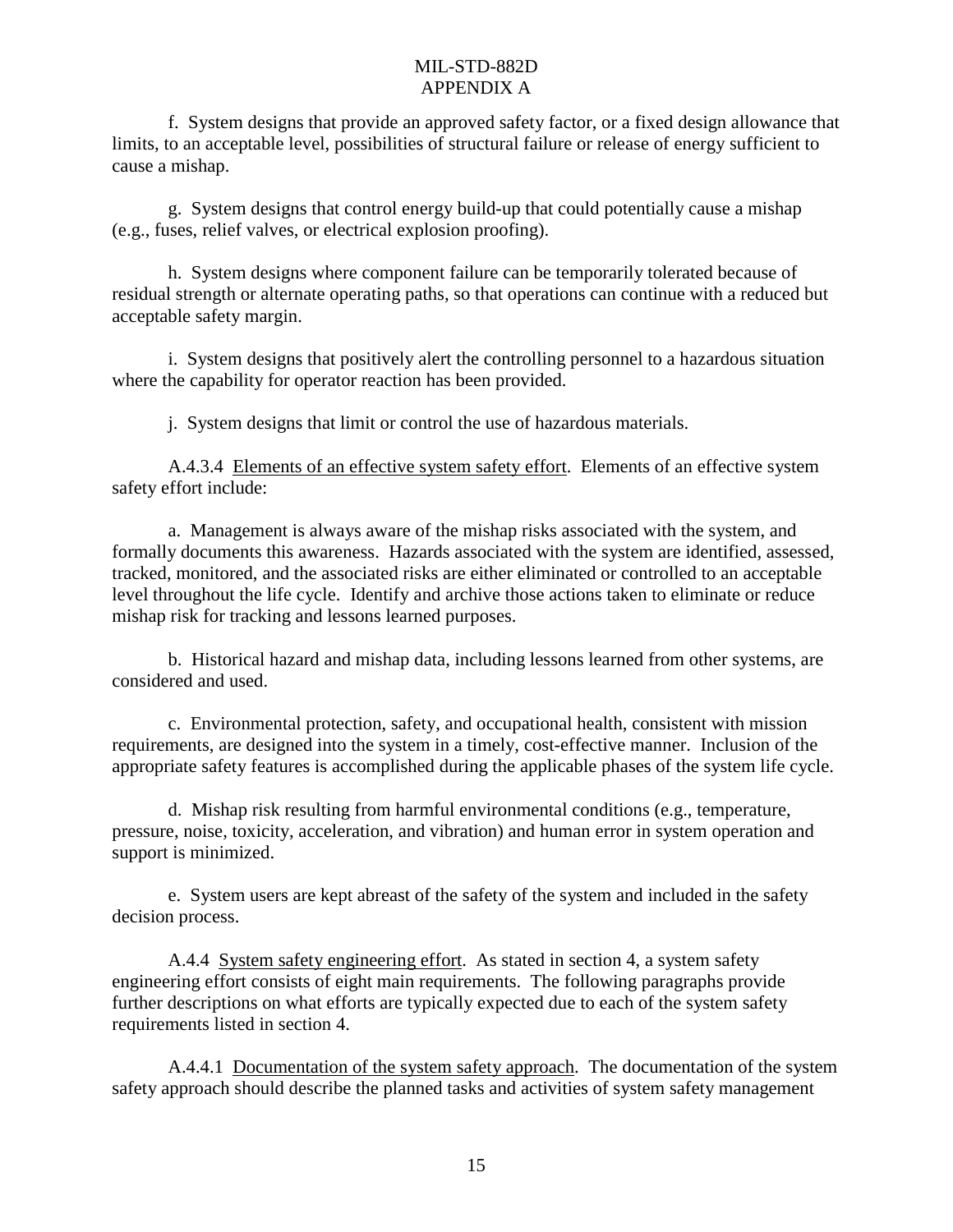f. System designs that provide an approved safety factor, or a fixed design allowance that limits, to an acceptable level, possibilities of structural failure or release of energy sufficient to cause a mishap.

g. System designs that control energy build-up that could potentially cause a mishap (e.g., fuses, relief valves, or electrical explosion proofing).

h. System designs where component failure can be temporarily tolerated because of residual strength or alternate operating paths, so that operations can continue with a reduced but acceptable safety margin.

i. System designs that positively alert the controlling personnel to a hazardous situation where the capability for operator reaction has been provided.

j. System designs that limit or control the use of hazardous materials.

A.4.3.4 Elements of an effective system safety effort. Elements of an effective system safety effort include:

a. Management is always aware of the mishap risks associated with the system, and formally documents this awareness. Hazards associated with the system are identified, assessed, tracked, monitored, and the associated risks are either eliminated or controlled to an acceptable level throughout the life cycle. Identify and archive those actions taken to eliminate or reduce mishap risk for tracking and lessons learned purposes.

b. Historical hazard and mishap data, including lessons learned from other systems, are considered and used.

c. Environmental protection, safety, and occupational health, consistent with mission requirements, are designed into the system in a timely, cost-effective manner. Inclusion of the appropriate safety features is accomplished during the applicable phases of the system life cycle.

d. Mishap risk resulting from harmful environmental conditions (e.g., temperature, pressure, noise, toxicity, acceleration, and vibration) and human error in system operation and support is minimized.

e. System users are kept abreast of the safety of the system and included in the safety decision process.

A.4.4 System safety engineering effort. As stated in section 4, a system safety engineering effort consists of eight main requirements. The following paragraphs provide further descriptions on what efforts are typically expected due to each of the system safety requirements listed in section 4.

A.4.4.1 Documentation of the system safety approach. The documentation of the system safety approach should describe the planned tasks and activities of system safety management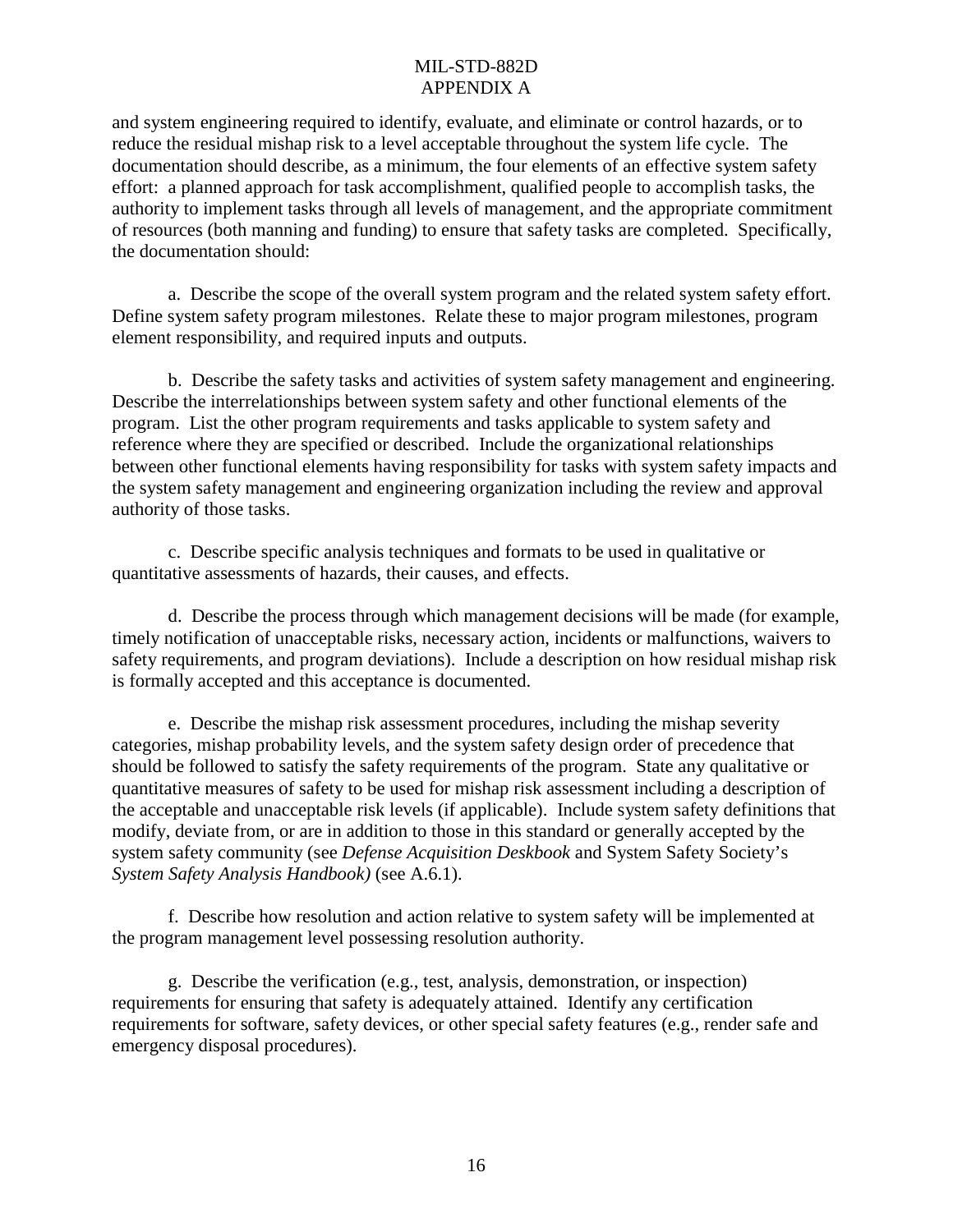and system engineering required to identify, evaluate, and eliminate or control hazards, or to reduce the residual mishap risk to a level acceptable throughout the system life cycle. The documentation should describe, as a minimum, the four elements of an effective system safety effort: a planned approach for task accomplishment, qualified people to accomplish tasks, the authority to implement tasks through all levels of management, and the appropriate commitment of resources (both manning and funding) to ensure that safety tasks are completed. Specifically, the documentation should:

a. Describe the scope of the overall system program and the related system safety effort. Define system safety program milestones. Relate these to major program milestones, program element responsibility, and required inputs and outputs.

b. Describe the safety tasks and activities of system safety management and engineering. Describe the interrelationships between system safety and other functional elements of the program. List the other program requirements and tasks applicable to system safety and reference where they are specified or described. Include the organizational relationships between other functional elements having responsibility for tasks with system safety impacts and the system safety management and engineering organization including the review and approval authority of those tasks.

c. Describe specific analysis techniques and formats to be used in qualitative or quantitative assessments of hazards, their causes, and effects.

d. Describe the process through which management decisions will be made (for example, timely notification of unacceptable risks, necessary action, incidents or malfunctions, waivers to safety requirements, and program deviations). Include a description on how residual mishap risk is formally accepted and this acceptance is documented.

e. Describe the mishap risk assessment procedures, including the mishap severity categories, mishap probability levels, and the system safety design order of precedence that should be followed to satisfy the safety requirements of the program. State any qualitative or quantitative measures of safety to be used for mishap risk assessment including a description of the acceptable and unacceptable risk levels (if applicable). Include system safety definitions that modify, deviate from, or are in addition to those in this standard or generally accepted by the system safety community (see *Defense Acquisition Deskbook* and System Safety Society's *System Safety Analysis Handbook)* (see A.6.1).

f. Describe how resolution and action relative to system safety will be implemented at the program management level possessing resolution authority.

g. Describe the verification (e.g., test, analysis, demonstration, or inspection) requirements for ensuring that safety is adequately attained. Identify any certification requirements for software, safety devices, or other special safety features (e.g., render safe and emergency disposal procedures).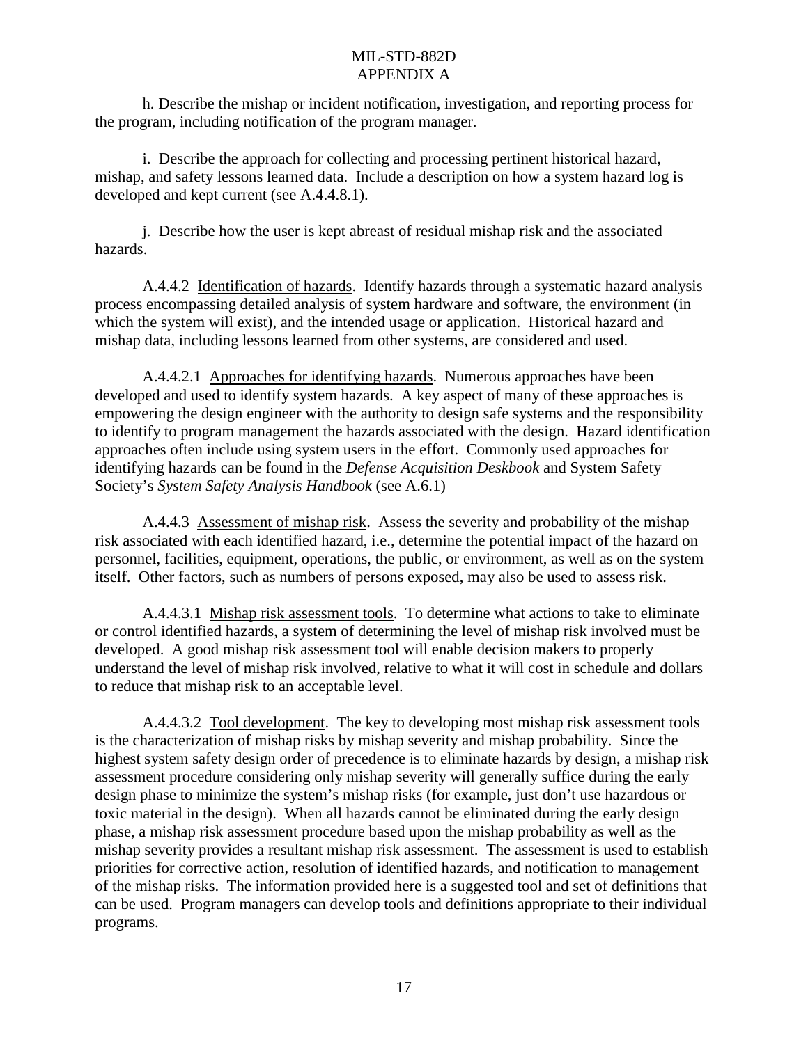h. Describe the mishap or incident notification, investigation, and reporting process for the program, including notification of the program manager.

i. Describe the approach for collecting and processing pertinent historical hazard, mishap, and safety lessons learned data. Include a description on how a system hazard log is developed and kept current (see A.4.4.8.1).

j. Describe how the user is kept abreast of residual mishap risk and the associated hazards.

A.4.4.2 Identification of hazards. Identify hazards through a systematic hazard analysis process encompassing detailed analysis of system hardware and software, the environment (in which the system will exist), and the intended usage or application. Historical hazard and mishap data, including lessons learned from other systems, are considered and used.

A.4.4.2.1 Approaches for identifying hazards. Numerous approaches have been developed and used to identify system hazards. A key aspect of many of these approaches is empowering the design engineer with the authority to design safe systems and the responsibility to identify to program management the hazards associated with the design. Hazard identification approaches often include using system users in the effort. Commonly used approaches for identifying hazards can be found in the *Defense Acquisition Deskbook* and System Safety Society's *System Safety Analysis Handbook* (see A.6.1)

A.4.4.3 Assessment of mishap risk. Assess the severity and probability of the mishap risk associated with each identified hazard, i.e., determine the potential impact of the hazard on personnel, facilities, equipment, operations, the public, or environment, as well as on the system itself. Other factors, such as numbers of persons exposed, may also be used to assess risk.

A.4.4.3.1 Mishap risk assessment tools. To determine what actions to take to eliminate or control identified hazards, a system of determining the level of mishap risk involved must be developed. A good mishap risk assessment tool will enable decision makers to properly understand the level of mishap risk involved, relative to what it will cost in schedule and dollars to reduce that mishap risk to an acceptable level.

A.4.4.3.2 Tool development. The key to developing most mishap risk assessment tools is the characterization of mishap risks by mishap severity and mishap probability. Since the highest system safety design order of precedence is to eliminate hazards by design, a mishap risk assessment procedure considering only mishap severity will generally suffice during the early design phase to minimize the system's mishap risks (for example, just don't use hazardous or toxic material in the design). When all hazards cannot be eliminated during the early design phase, a mishap risk assessment procedure based upon the mishap probability as well as the mishap severity provides a resultant mishap risk assessment. The assessment is used to establish priorities for corrective action, resolution of identified hazards, and notification to management of the mishap risks. The information provided here is a suggested tool and set of definitions that can be used. Program managers can develop tools and definitions appropriate to their individual programs.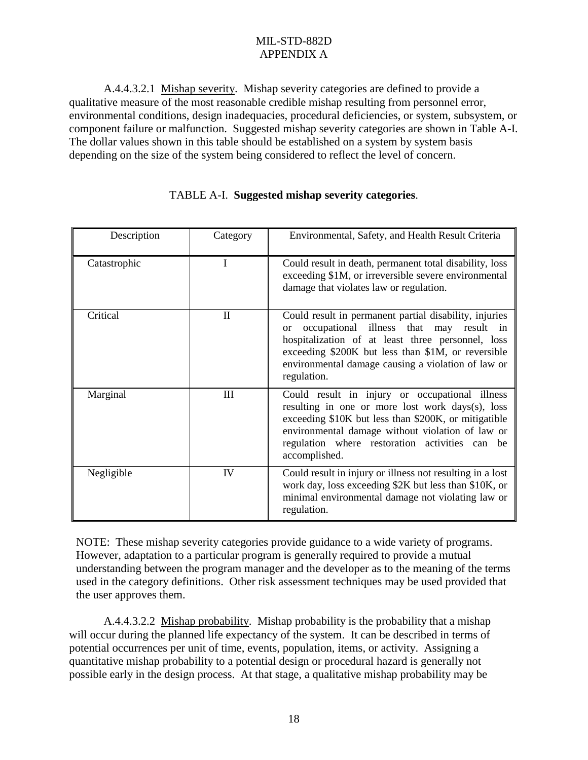A.4.4.3.2.1 Mishap severity. Mishap severity categories are defined to provide a qualitative measure of the most reasonable credible mishap resulting from personnel error, environmental conditions, design inadequacies, procedural deficiencies, or system, subsystem, or component failure or malfunction. Suggested mishap severity categories are shown in Table A-I. The dollar values shown in this table should be established on a system by system basis depending on the size of the system being considered to reflect the level of concern.

TABLE A-I. **Suggested mishap severity categories**.

| Description | Category | Environmental, Safety, and Health Result Criteria |
|---|---|---|
| Catastrophic | I | Could result in death, permanent total disability, loss exceeding $1M, or irreversible severe environmental damage that violates law or regulation. |
| Critical | II | Could result in permanent partial disability, injuries or occupational illness that may result in hospitalization of at least three personnel, loss exceeding $200K but less than $1M, or reversible environmental damage causing a violation of law or regulation. |
| Marginal | III | Could result in injury or occupational illness resulting in one or more lost work days(s), loss exceeding $10K but less than $200K, or mitigatible environmental damage without violation of law or regulation where restoration activities can be accomplished. |
| Negligible | IV | Could result in injury or illness not resulting in a lost work day, loss exceeding $2K but less than $10K, or minimal environmental damage not violating law or regulation. |

NOTE: These mishap severity categories provide guidance to a wide variety of programs. However, adaptation to a particular program is generally required to provide a mutual understanding between the program manager and the developer as to the meaning of the terms used in the category definitions. Other risk assessment techniques may be used provided that the user approves them.

A.4.4.3.2.2 Mishap probability. Mishap probability is the probability that a mishap will occur during the planned life expectancy of the system. It can be described in terms of potential occurrences per unit of time, events, population, items, or activity. Assigning a quantitative mishap probability to a potential design or procedural hazard is generally not possible early in the design process. At that stage, a qualitative mishap probability may be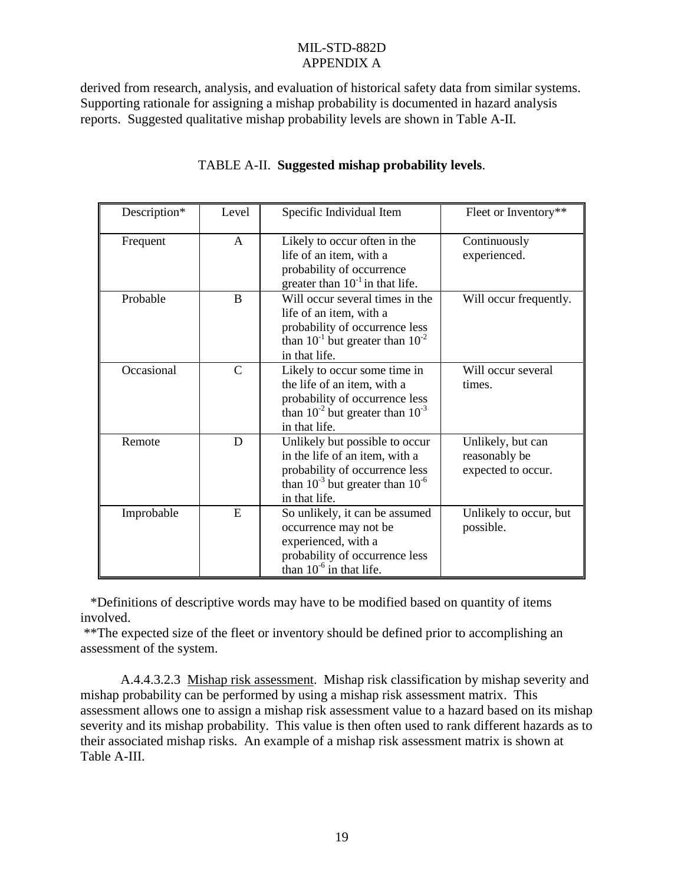derived from research, analysis, and evaluation of historical safety data from similar systems. Supporting rationale for assigning a mishap probability is documented in hazard analysis reports. Suggested qualitative mishap probability levels are shown in Table A-II.

TABLE A-II. **Suggested mishap probability levels**.

| Description* | Level | Specific Individual Item | Fleet or Inventory** |
|---|---|---|---|
| Frequent | A | Likely to occur often in the life of an item, with a probability of occurrence greater than $10^{-1}$ in that life. | Continuously experienced. |
| Probable | B | Will occur several times in the life of an item, with a probability of occurrence less than $10^{-1}$ but greater than $10^{-2}$ in that life. | Will occur frequently. |
| Occasional | C | Likely to occur some time in the life of an item, with a probability of occurrence less than $10^{-2}$ but greater than $10^{-3}$ in that life. | Will occur several times. |
| Remote | D | Unlikely but possible to occur in the life of an item, with a probability of occurrence less than $10^{-3}$ but greater than $10^{-6}$ in that life. | Unlikely, but can reasonably be expected to occur. |
| Improbable | E | So unlikely, it can be assumed occurrence may not be experienced, with a probability of occurrence less than $10^{-6}$ in that life. | Unlikely to occur, but possible. |

*Definitions of descriptive words may have to be modified based on quantity of items involved.

**The expected size of the fleet or inventory should be defined prior to accomplishing an assessment of the system.

A.4.4.3.2.3 Mishap risk assessment. Mishap risk classification by mishap severity and mishap probability can be performed by using a mishap risk assessment matrix. This assessment allows one to assign a mishap risk assessment value to a hazard based on its mishap severity and its mishap probability. This value is then often used to rank different hazards as to their associated mishap risks. An example of a mishap risk assessment matrix is shown at Table A-III.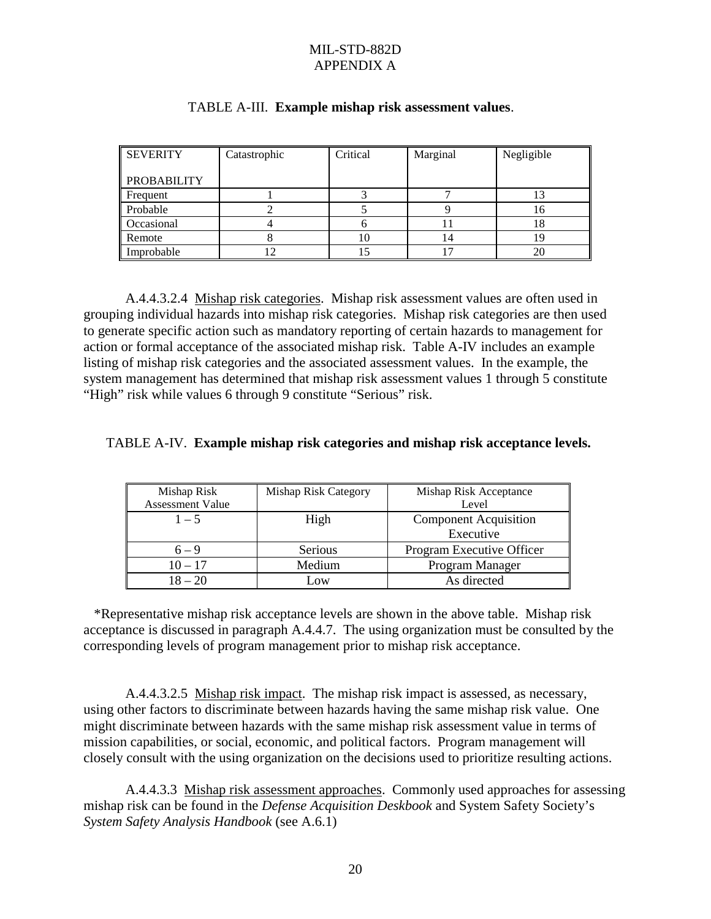TABLE A-III. **Example mishap risk assessment values**.

| SEVERITY<br><br>PROBABILITY | Catastrophic | Critical | Marginal | Negligible |
|---|---|---|---|---|
| Frequent | 1 | 3 | 7 | 13 |
| Probable | 2 | 5 | 9 | 16 |
| Occasional | 4 | 6 | 11 | 18 |
| Remote | 8 | 10 | 14 | 19 |
| Improbable | 12 | 15 | 17 | 20 |

A.4.4.3.2.4 Mishap risk categories. Mishap risk assessment values are often used in grouping individual hazards into mishap risk categories. Mishap risk categories are then used to generate specific action such as mandatory reporting of certain hazards to management for action or formal acceptance of the associated mishap risk. Table A-IV includes an example listing of mishap risk categories and the associated assessment values. In the example, the system management has determined that mishap risk assessment values 1 through 5 constitute "High" risk while values 6 through 9 constitute "Serious" risk.

TABLE A-IV. **Example mishap risk categories and mishap risk acceptance levels.**

| Mishap Risk Assessment Value | Mishap Risk Category | Mishap Risk Acceptance Level |
|---|---|---|
| 1 – 5 | High | Component Acquisition Executive |
| 6 – 9 | Serious | Program Executive Officer |
| 10 – 17 | Medium | Program Manager |
| 18 – 20 | Low | As directed |

*Representative mishap risk acceptance levels are shown in the above table. Mishap risk acceptance is discussed in paragraph A.4.4.7. The using organization must be consulted by the corresponding levels of program management prior to mishap risk acceptance.

A.4.4.3.2.5 Mishap risk impact. The mishap risk impact is assessed, as necessary, using other factors to discriminate between hazards having the same mishap risk value. One might discriminate between hazards with the same mishap risk assessment value in terms of mission capabilities, or social, economic, and political factors. Program management will closely consult with the using organization on the decisions used to prioritize resulting actions.

A.4.4.3.3 Mishap risk assessment approaches. Commonly used approaches for assessing mishap risk can be found in the *Defense Acquisition Deskbook* and System Safety Society's *System Safety Analysis Handbook* (see A.6.1)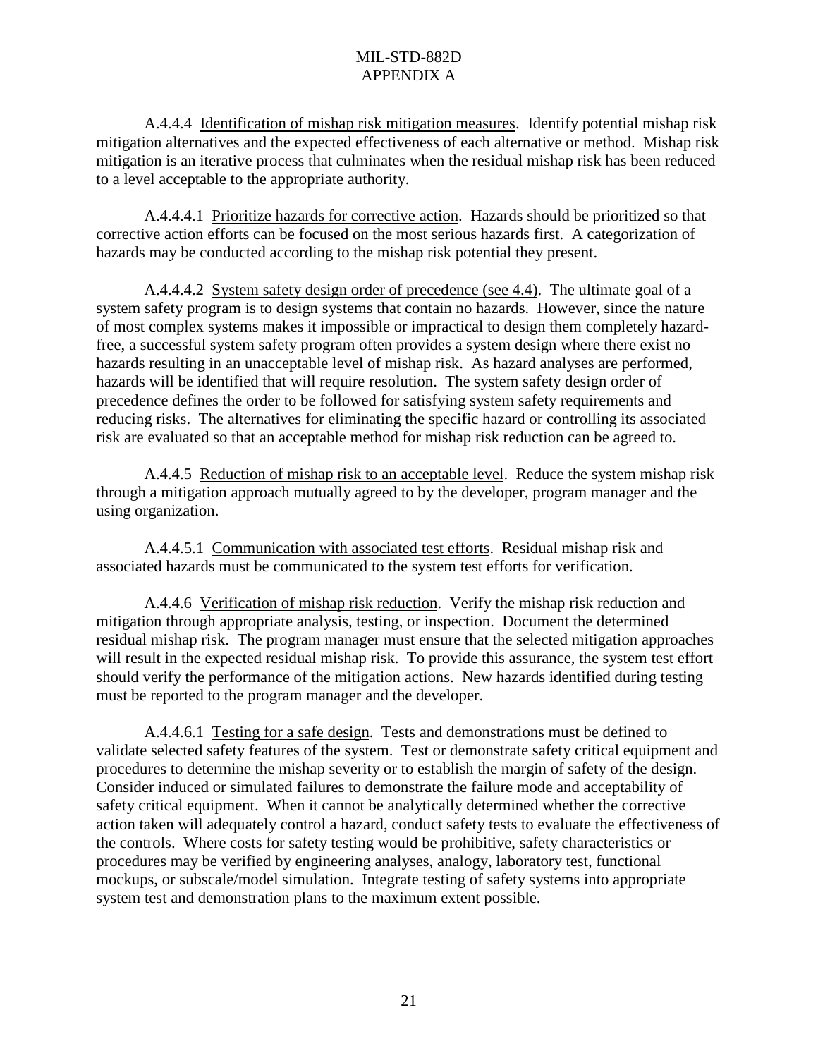A.4.4.4 Identification of mishap risk mitigation measures. Identify potential mishap risk mitigation alternatives and the expected effectiveness of each alternative or method. Mishap risk mitigation is an iterative process that culminates when the residual mishap risk has been reduced to a level acceptable to the appropriate authority.

A.4.4.4.1 Prioritize hazards for corrective action. Hazards should be prioritized so that corrective action efforts can be focused on the most serious hazards first. A categorization of hazards may be conducted according to the mishap risk potential they present.

A.4.4.4.2 System safety design order of precedence (see 4.4). The ultimate goal of a system safety program is to design systems that contain no hazards. However, since the nature of most complex systems makes it impossible or impractical to design them completely hazard-free, a successful system safety program often provides a system design where there exist no hazards resulting in an unacceptable level of mishap risk. As hazard analyses are performed, hazards will be identified that will require resolution. The system safety design order of precedence defines the order to be followed for satisfying system safety requirements and reducing risks. The alternatives for eliminating the specific hazard or controlling its associated risk are evaluated so that an acceptable method for mishap risk reduction can be agreed to.

A.4.4.5 Reduction of mishap risk to an acceptable level. Reduce the system mishap risk through a mitigation approach mutually agreed to by the developer, program manager and the using organization.

A.4.4.5.1 Communication with associated test efforts. Residual mishap risk and associated hazards must be communicated to the system test efforts for verification.

A.4.4.6 Verification of mishap risk reduction. Verify the mishap risk reduction and mitigation through appropriate analysis, testing, or inspection. Document the determined residual mishap risk. The program manager must ensure that the selected mitigation approaches will result in the expected residual mishap risk. To provide this assurance, the system test effort should verify the performance of the mitigation actions. New hazards identified during testing must be reported to the program manager and the developer.

A.4.4.6.1 Testing for a safe design. Tests and demonstrations must be defined to validate selected safety features of the system. Test or demonstrate safety critical equipment and procedures to determine the mishap severity or to establish the margin of safety of the design. Consider induced or simulated failures to demonstrate the failure mode and acceptability of safety critical equipment. When it cannot be analytically determined whether the corrective action taken will adequately control a hazard, conduct safety tests to evaluate the effectiveness of the controls. Where costs for safety testing would be prohibitive, safety characteristics or procedures may be verified by engineering analyses, analogy, laboratory test, functional mockups, or subscale/model simulation. Integrate testing of safety systems into appropriate system test and demonstration plans to the maximum extent possible.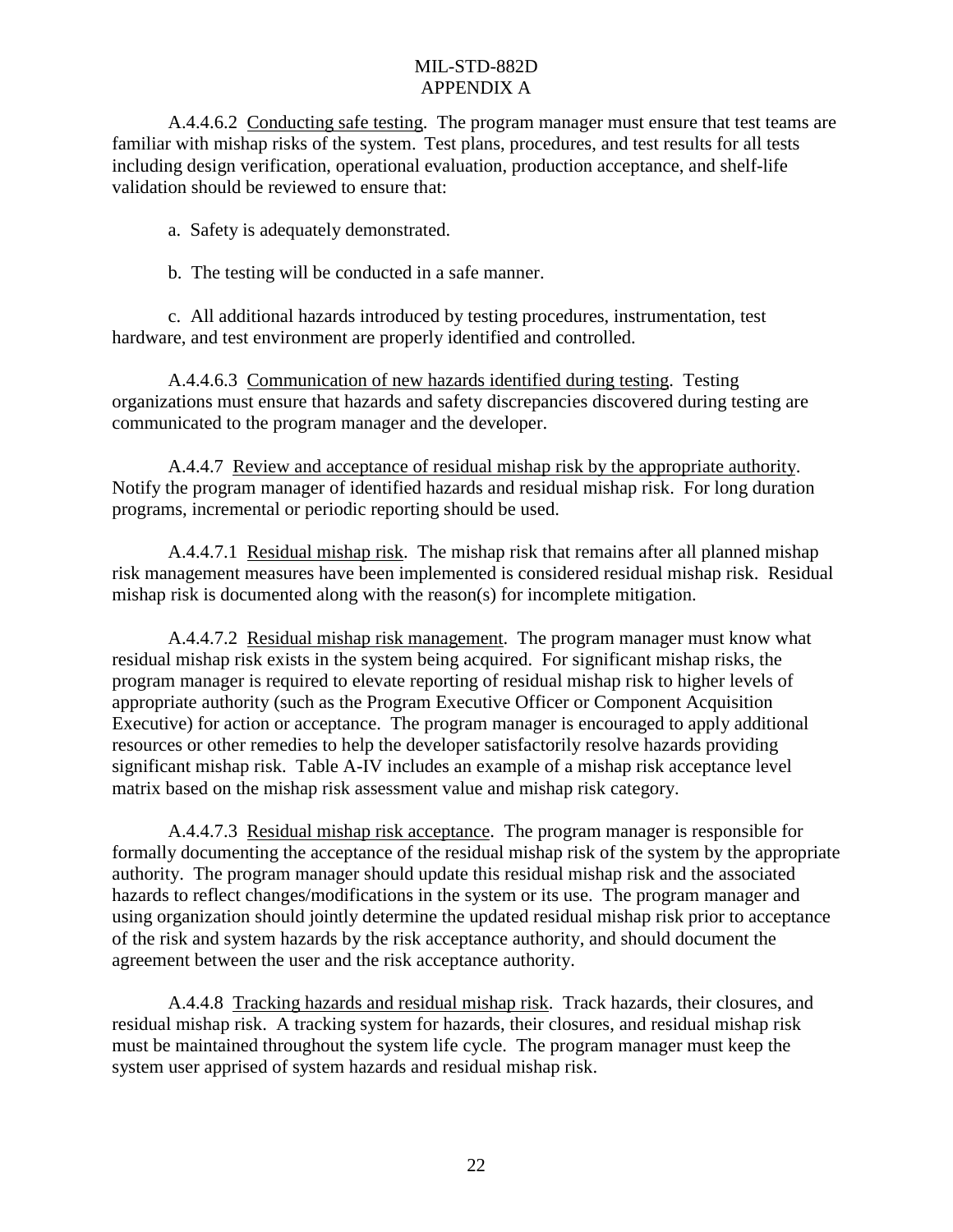A.4.4.6.2 Conducting safe testing. The program manager must ensure that test teams are familiar with mishap risks of the system. Test plans, procedures, and test results for all tests including design verification, operational evaluation, production acceptance, and shelf-life validation should be reviewed to ensure that:

a. Safety is adequately demonstrated.

b. The testing will be conducted in a safe manner.

c. All additional hazards introduced by testing procedures, instrumentation, test hardware, and test environment are properly identified and controlled.

A.4.4.6.3 Communication of new hazards identified during testing. Testing organizations must ensure that hazards and safety discrepancies discovered during testing are communicated to the program manager and the developer.

A.4.4.7 Review and acceptance of residual mishap risk by the appropriate authority. Notify the program manager of identified hazards and residual mishap risk. For long duration programs, incremental or periodic reporting should be used.

A.4.4.7.1 Residual mishap risk. The mishap risk that remains after all planned mishap risk management measures have been implemented is considered residual mishap risk. Residual mishap risk is documented along with the reason(s) for incomplete mitigation.

A.4.4.7.2 Residual mishap risk management. The program manager must know what residual mishap risk exists in the system being acquired. For significant mishap risks, the program manager is required to elevate reporting of residual mishap risk to higher levels of appropriate authority (such as the Program Executive Officer or Component Acquisition Executive) for action or acceptance. The program manager is encouraged to apply additional resources or other remedies to help the developer satisfactorily resolve hazards providing significant mishap risk. Table A-IV includes an example of a mishap risk acceptance level matrix based on the mishap risk assessment value and mishap risk category.

A.4.4.7.3 Residual mishap risk acceptance. The program manager is responsible for formally documenting the acceptance of the residual mishap risk of the system by the appropriate authority. The program manager should update this residual mishap risk and the associated hazards to reflect changes/modifications in the system or its use. The program manager and using organization should jointly determine the updated residual mishap risk prior to acceptance of the risk and system hazards by the risk acceptance authority, and should document the agreement between the user and the risk acceptance authority.

A.4.4.8 Tracking hazards and residual mishap risk. Track hazards, their closures, and residual mishap risk. A tracking system for hazards, their closures, and residual mishap risk must be maintained throughout the system life cycle. The program manager must keep the system user apprised of system hazards and residual mishap risk.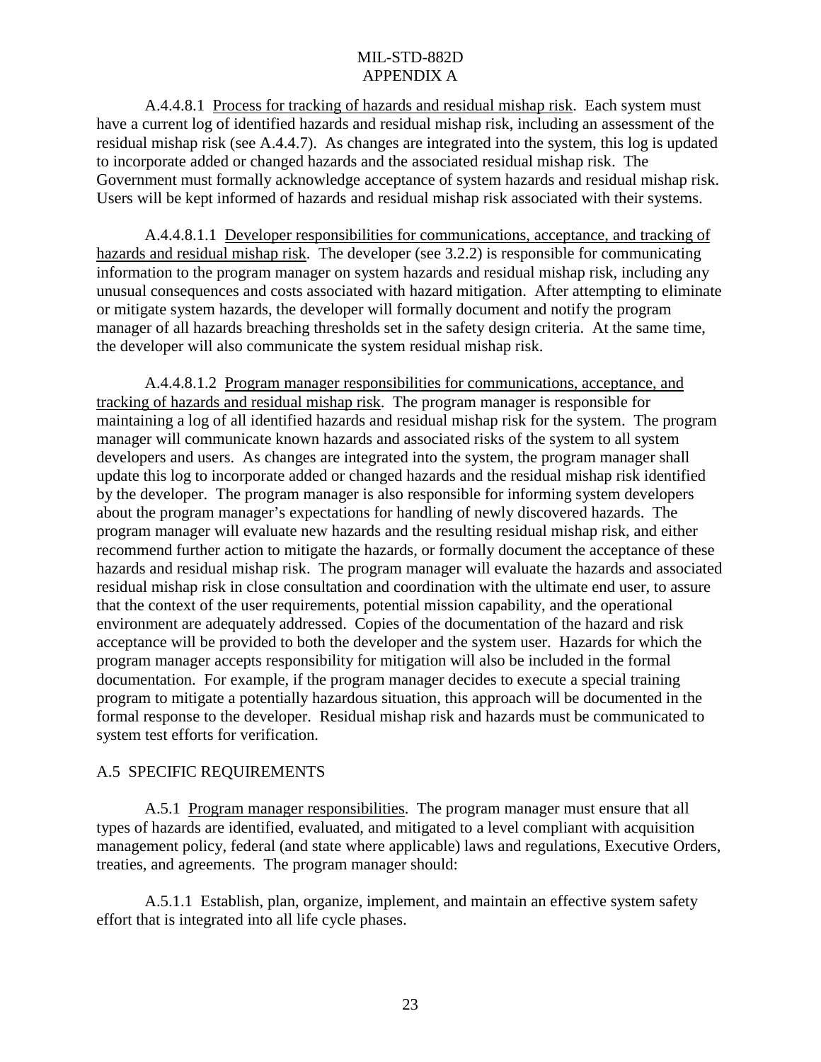A.4.4.8.1 Process for tracking of hazards and residual mishap risk. Each system must have a current log of identified hazards and residual mishap risk, including an assessment of the residual mishap risk (see A.4.4.7). As changes are integrated into the system, this log is updated to incorporate added or changed hazards and the associated residual mishap risk. The Government must formally acknowledge acceptance of system hazards and residual mishap risk. Users will be kept informed of hazards and residual mishap risk associated with their systems.

A.4.4.8.1.1 Developer responsibilities for communications, acceptance, and tracking of hazards and residual mishap risk. The developer (see 3.2.2) is responsible for communicating information to the program manager on system hazards and residual mishap risk, including any unusual consequences and costs associated with hazard mitigation. After attempting to eliminate or mitigate system hazards, the developer will formally document and notify the program manager of all hazards breaching thresholds set in the safety design criteria. At the same time, the developer will also communicate the system residual mishap risk.

A.4.4.8.1.2 Program manager responsibilities for communications, acceptance, and tracking of hazards and residual mishap risk. The program manager is responsible for maintaining a log of all identified hazards and residual mishap risk for the system. The program manager will communicate known hazards and associated risks of the system to all system developers and users. As changes are integrated into the system, the program manager shall update this log to incorporate added or changed hazards and the residual mishap risk identified by the developer. The program manager is also responsible for informing system developers about the program manager's expectations for handling of newly discovered hazards. The program manager will evaluate new hazards and the resulting residual mishap risk, and either recommend further action to mitigate the hazards, or formally document the acceptance of these hazards and residual mishap risk. The program manager will evaluate the hazards and associated residual mishap risk in close consultation and coordination with the ultimate end user, to assure that the context of the user requirements, potential mission capability, and the operational environment are adequately addressed. Copies of the documentation of the hazard and risk acceptance will be provided to both the developer and the system user. Hazards for which the program manager accepts responsibility for mitigation will also be included in the formal documentation. For example, if the program manager decides to execute a special training program to mitigate a potentially hazardous situation, this approach will be documented in the formal response to the developer. Residual mishap risk and hazards must be communicated to system test efforts for verification.

## A.5 SPECIFIC REQUIREMENTS

A.5.1 Program manager responsibilities. The program manager must ensure that all types of hazards are identified, evaluated, and mitigated to a level compliant with acquisition management policy, federal (and state where applicable) laws and regulations, Executive Orders, treaties, and agreements. The program manager should:

A.5.1.1 Establish, plan, organize, implement, and maintain an effective system safety effort that is integrated into all life cycle phases.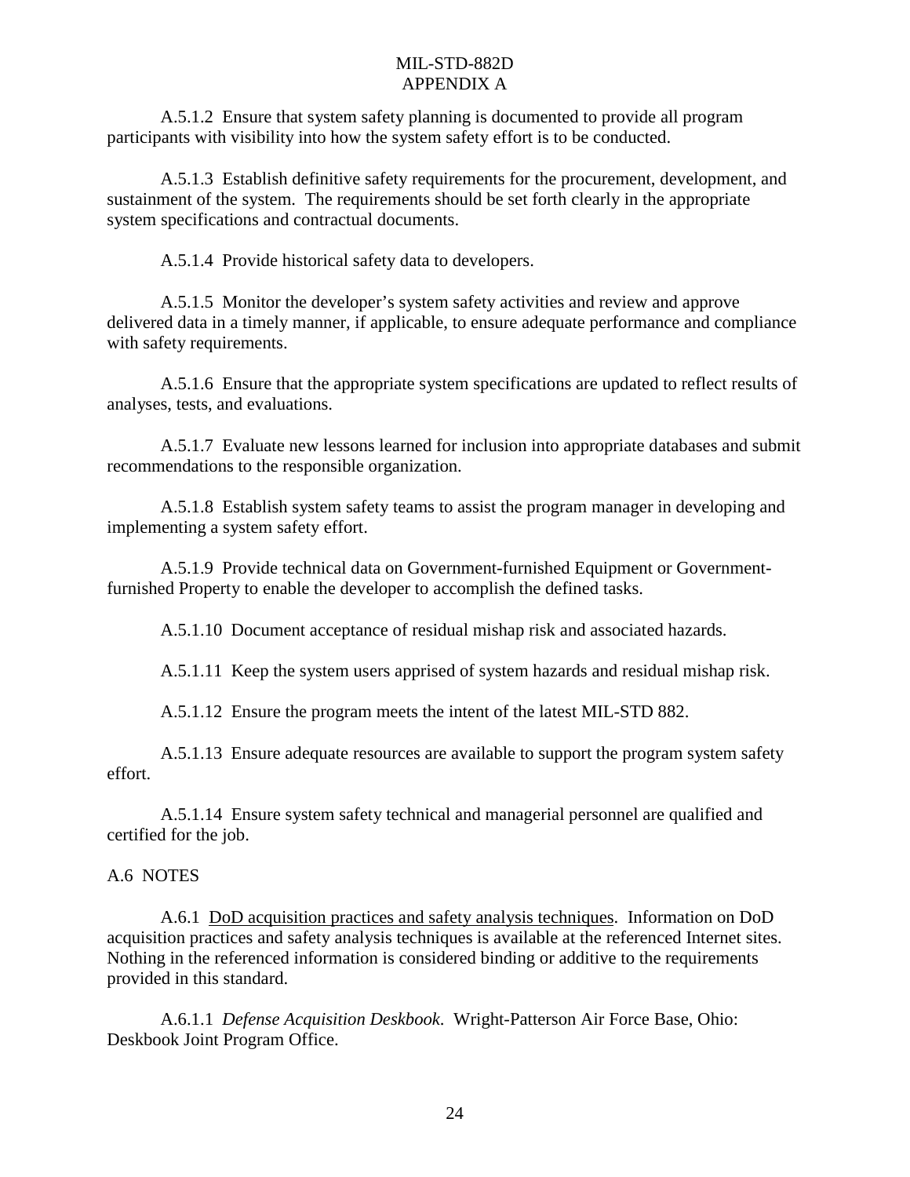A.5.1.2 Ensure that system safety planning is documented to provide all program participants with visibility into how the system safety effort is to be conducted.

A.5.1.3 Establish definitive safety requirements for the procurement, development, and sustainment of the system. The requirements should be set forth clearly in the appropriate system specifications and contractual documents.

A.5.1.4 Provide historical safety data to developers.

A.5.1.5 Monitor the developer's system safety activities and review and approve delivered data in a timely manner, if applicable, to ensure adequate performance and compliance with safety requirements.

A.5.1.6 Ensure that the appropriate system specifications are updated to reflect results of analyses, tests, and evaluations.

A.5.1.7 Evaluate new lessons learned for inclusion into appropriate databases and submit recommendations to the responsible organization.

A.5.1.8 Establish system safety teams to assist the program manager in developing and implementing a system safety effort.

A.5.1.9 Provide technical data on Government-furnished Equipment or Government-furnished Property to enable the developer to accomplish the defined tasks.

A.5.1.10 Document acceptance of residual mishap risk and associated hazards.

A.5.1.11 Keep the system users apprised of system hazards and residual mishap risk.

A.5.1.12 Ensure the program meets the intent of the latest MIL-STD 882.

A.5.1.13 Ensure adequate resources are available to support the program system safety effort.

A.5.1.14 Ensure system safety technical and managerial personnel are qualified and certified for the job.

## A.6 NOTES

A.6.1 <u>DoD acquisition practices and safety analysis techniques</u>. Information on DoD acquisition practices and safety analysis techniques is available at the referenced Internet sites. Nothing in the referenced information is considered binding or additive to the requirements provided in this standard.

A.6.1.1 *Defense Acquisition Deskbook*. Wright-Patterson Air Force Base, Ohio: Deskbook Joint Program Office.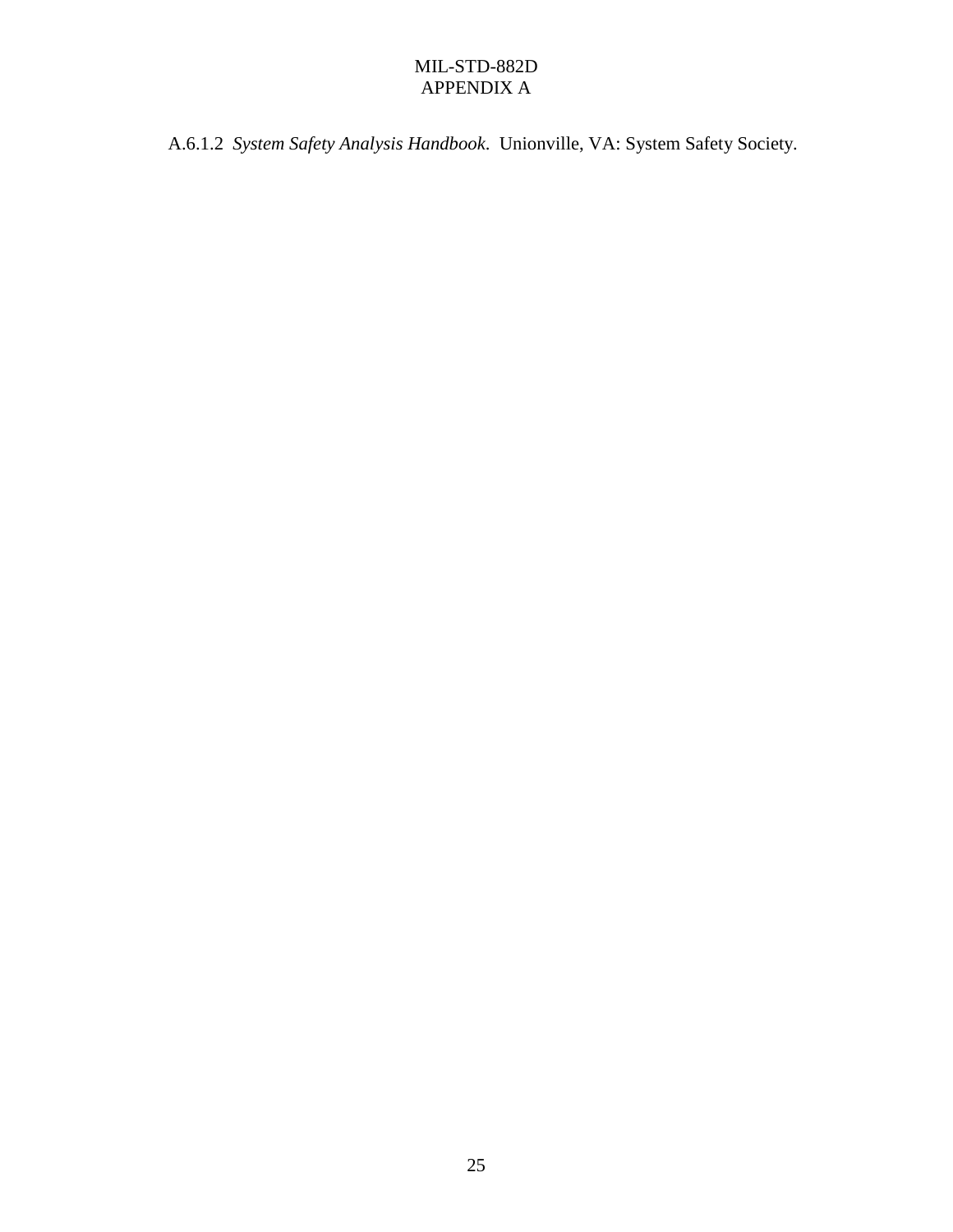A.6.1.2 *System Safety Analysis Handbook*. Unionville, VA: System Safety Society.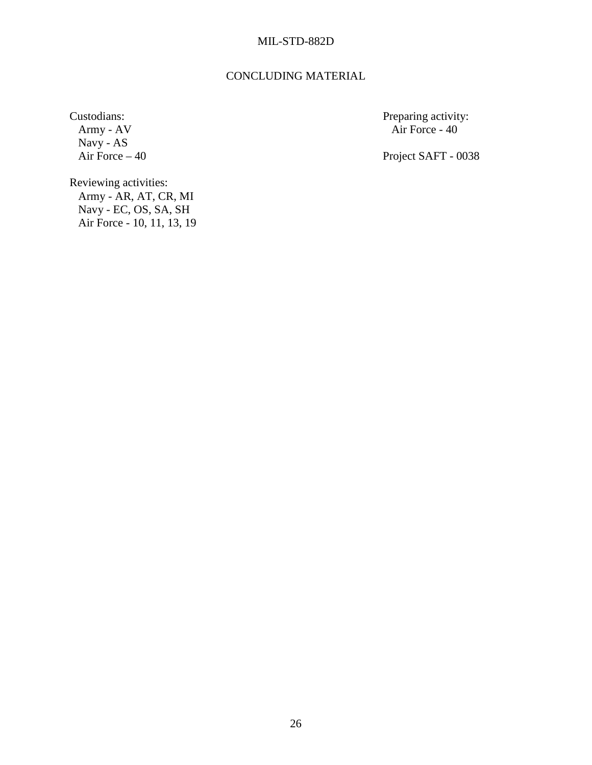## CONCLUDING MATERIAL

Custodians:
Army - AV
Navy - AS
Air Force – 40

Preparing activity:
Air Force - 40

Project SAFT - 0038

Reviewing activities:
Army - AR, AT, CR, MI
Navy - EC, OS, SA, SH
Air Force - 10, 11, 13, 19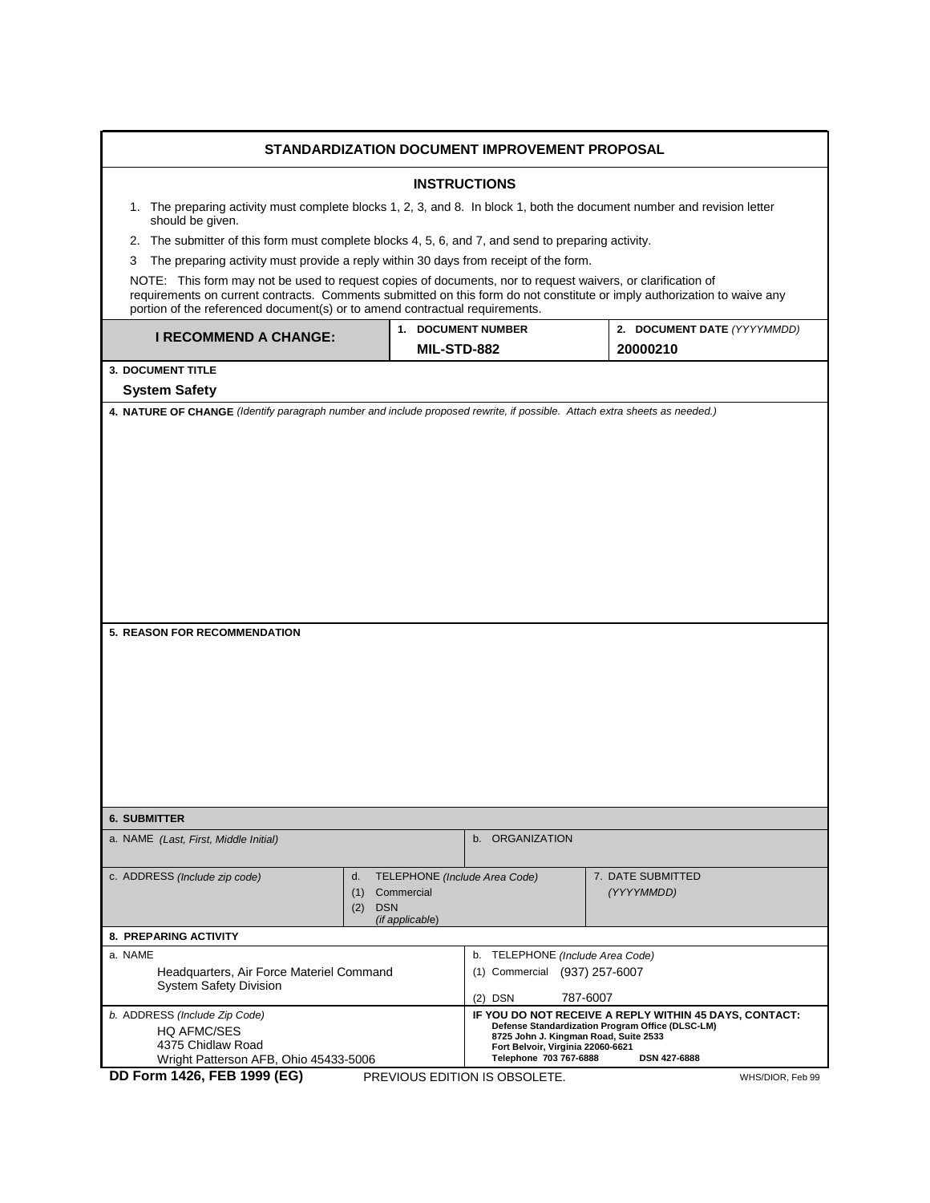## STANDARDIZATION DOCUMENT IMPROVEMENT PROPOSAL

### INSTRUCTIONS

1. The preparing activity must complete blocks 1, 2, 3, and 8. In block 1, both the document number and revision letter should be given.
2. The submitter of this form must complete blocks 4, 5, 6, and 7, and send to preparing activity.
3. The preparing activity must provide a reply within 30 days from receipt of the form.

NOTE: This form may not be used to request copies of documents, nor to request waivers, or clarification of requirements on current contracts. Comments submitted on this form do not constitute or imply authorization to waive any portion of the referenced document(s) or to amend contractual requirements.

| **I RECOMMEND A CHANGE:** | **1. DOCUMENT NUMBER** | **2. DOCUMENT DATE** *(YYYYMMDD)* |
|---|---|---|
| | **MIL-STD-882** | **20000210** |

**3. DOCUMENT TITLE**

**System Safety**

**4. NATURE OF CHANGE** *(Identify paragraph number and include proposed rewrite, if possible. Attach extra sheets as needed.)*

**5. REASON FOR RECOMMENDATION**

**6. SUBMITTER**

| a. NAME *(Last, First, Middle Initial)* | | b. ORGANIZATION |
|---|---|---|
| c. ADDRESS *(Include zip code)* | d. TELEPHONE *(Include Area Code)* (1) Commercial (2) DSN *(if applicable)* | 7. DATE SUBMITTED *(YYYYMMDD)* |

**8. PREPARING ACTIVITY**

| a. NAME | b. TELEPHONE *(Include Area Code)* |
|---|---|
| Headquarters, Air Force Materiel Command System Safety Division | (1) Commercial (937) 257-6007 (2) DSN 787-6007 |
| *b.* ADDRESS *(Include Zip Code)* HQ AFMC/SES 4375 Chidlaw Road Wright Patterson AFB, Ohio 45433-5006 | **IF YOU DO NOT RECEIVE A REPLY WITHIN 45 DAYS, CONTACT:** Defense Standardization Program Office (DLSC-LM) 8725 John J. Kingman Road, Suite 2533 Fort Belvoir, Virginia 22060-6621 Telephone 703 767-6888 DSN 427-6888 |

**DD Form 1426, FEB 1999 (EG)** PREVIOUS EDITION IS OBSOLETE. WHS/DIOR, Feb 99